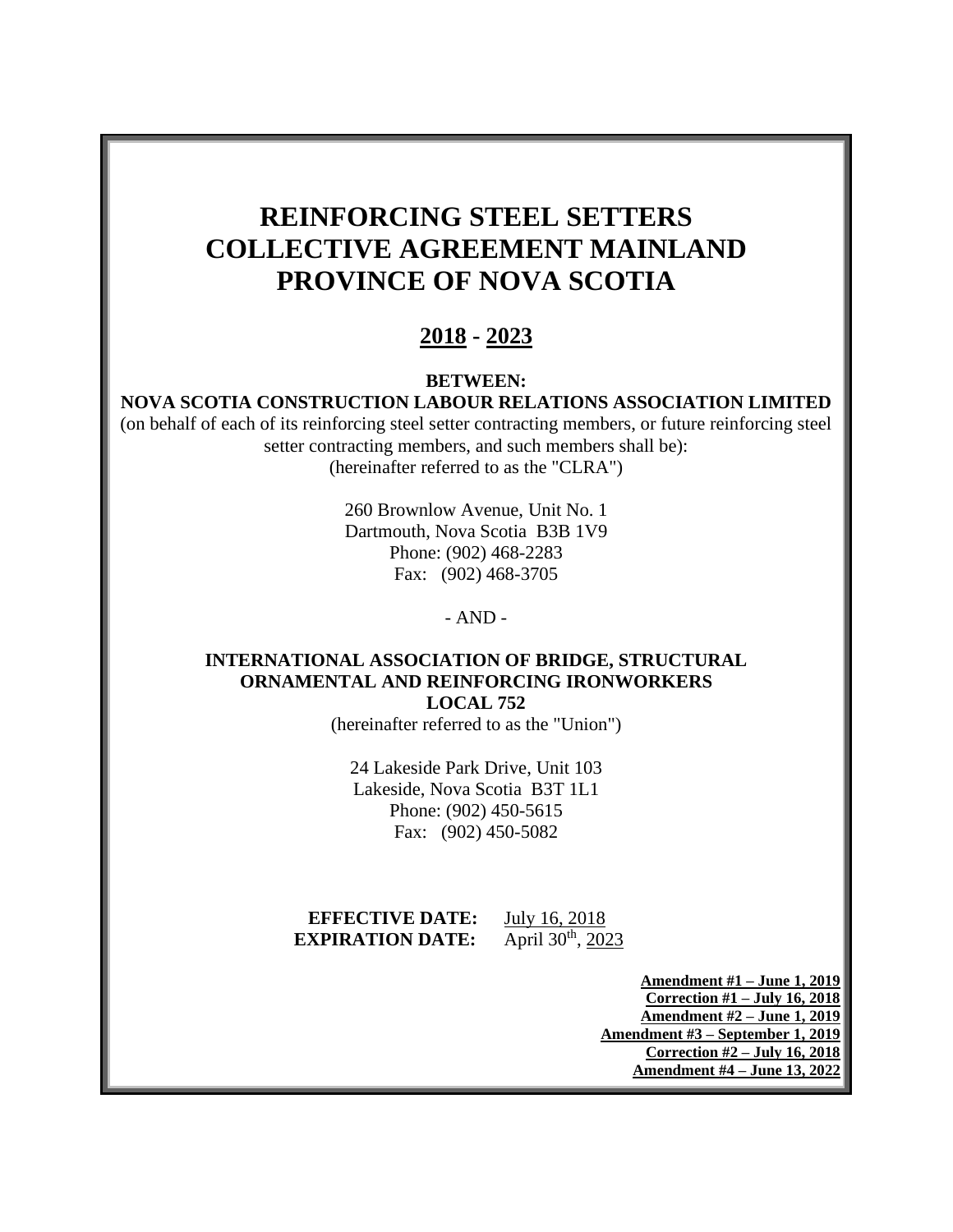# REINFORCING STEEL SETTERS COLLECTIVE AGREEMENT MAINLAND PROVINCE OF NOVA SCOTIA

## 2018 - 2023

**BETWEEN:**

**NOVA SCOTIA CONSTRUCTION LABOUR RELATIONS ASSOCIATION LIMITED**

(on behalf of each of its reinforcing steel setter contracting members, or future reinforcing steel setter contracting members, and such members shall be):

(hereinafter referred to as the "CLRA")

260 Brownlow Avenue, Unit No. 1
Dartmouth, Nova Scotia B3B 1V9
Phone: (902) 468-2283
Fax: (902) 468-3705

- AND -

**INTERNATIONAL ASSOCIATION OF BRIDGE, STRUCTURAL ORNAMENTAL AND REINFORCING IRONWORKERS LOCAL 752**

(hereinafter referred to as the "Union")

24 Lakeside Park Drive, Unit 103
Lakeside, Nova Scotia B3T 1L1
Phone: (902) 450-5615
Fax: (902) 450-5082

**EFFECTIVE DATE:** July 16, 2018
**EXPIRATION DATE:** April 30th, 2023

**Amendment #1 – June 1, 2019**
**Correction #1 – July 16, 2018**
**Amendment #2 – June 1, 2019**
**Amendment #3 – September 1, 2019**
**Correction #2 – July 16, 2018**
**Amendment #4 – June 13, 2022**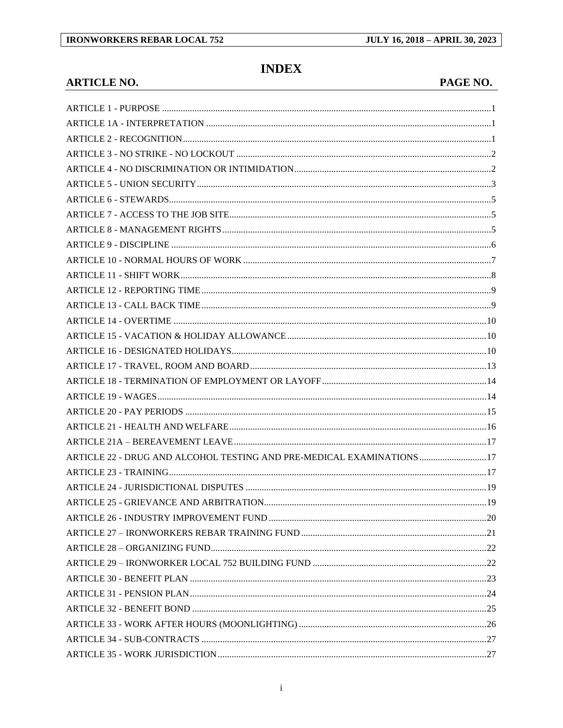# INDEX

| ARTICLE NO. | PAGE NO. |
|---|---|
| ARTICLE 1 - PURPOSE | 1 |
| ARTICLE 1A - INTERPRETATION | 1 |
| ARTICLE 2 - RECOGNITION | 1 |
| ARTICLE 3 - NO STRIKE - NO LOCKOUT | 2 |
| ARTICLE 4 - NO DISCRIMINATION OR INTIMIDATION | 2 |
| ARTICLE 5 - UNION SECURITY | 3 |
| ARTICLE 6 - STEWARDS | 5 |
| ARTICLE 7 - ACCESS TO THE JOB SITE | 5 |
| ARTICLE 8 - MANAGEMENT RIGHTS | 5 |
| ARTICLE 9 - DISCIPLINE | 6 |
| ARTICLE 10 - NORMAL HOURS OF WORK | 7 |
| ARTICLE 11 - SHIFT WORK | 8 |
| ARTICLE 12 - REPORTING TIME | 9 |
| ARTICLE 13 - CALL BACK TIME | 9 |
| ARTICLE 14 - OVERTIME | 10 |
| ARTICLE 15 - VACATION & HOLIDAY ALLOWANCE | 10 |
| ARTICLE 16 - DESIGNATED HOLIDAYS | 10 |
| ARTICLE 17 - TRAVEL, ROOM AND BOARD | 13 |
| ARTICLE 18 - TERMINATION OF EMPLOYMENT OR LAYOFF | 14 |
| ARTICLE 19 - WAGES | 14 |
| ARTICLE 20 - PAY PERIODS | 15 |
| ARTICLE 21 - HEALTH AND WELFARE | 16 |
| ARTICLE 21A – BEREAVEMENT LEAVE | 17 |
| ARTICLE 22 - DRUG AND ALCOHOL TESTING AND PRE-MEDICAL EXAMINATIONS | 17 |
| ARTICLE 23 - TRAINING | 17 |
| ARTICLE 24 - JURISDICTIONAL DISPUTES | 19 |
| ARTICLE 25 - GRIEVANCE AND ARBITRATION | 19 |
| ARTICLE 26 - INDUSTRY IMPROVEMENT FUND | 20 |
| ARTICLE 27 – IRONWORKERS REBAR TRAINING FUND | 21 |
| ARTICLE 28 – ORGANIZING FUND | 22 |
| ARTICLE 29 – IRONWORKER LOCAL 752 BUILDING FUND | 22 |
| ARTICLE 30 - BENEFIT PLAN | 23 |
| ARTICLE 31 - PENSION PLAN | 24 |
| ARTICLE 32 - BENEFIT BOND | 25 |
| ARTICLE 33 - WORK AFTER HOURS (MOONLIGHTING) | 26 |
| ARTICLE 34 - SUB-CONTRACTS | 27 |
| ARTICLE 35 - WORK JURISDICTION | 27 |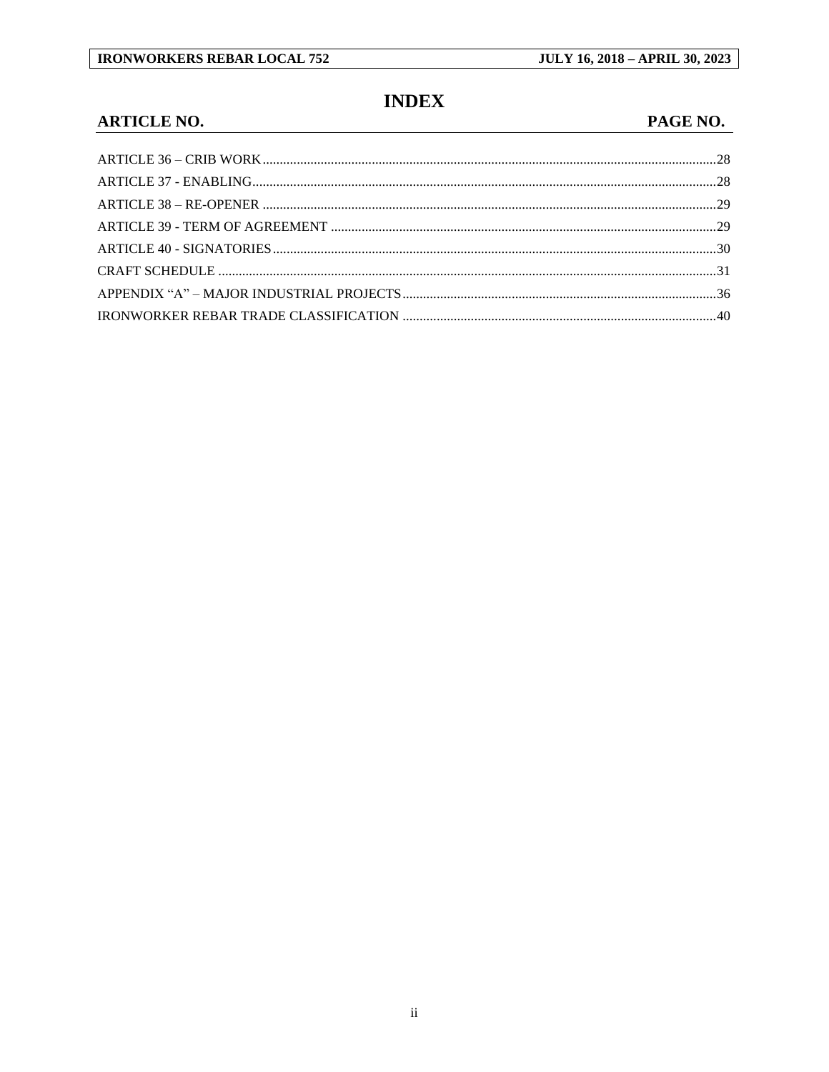# INDEX

| ARTICLE NO. | PAGE NO. |
|---|---|
| ARTICLE 36 – CRIB WORK | 28 |
| ARTICLE 37 - ENABLING | 28 |
| ARTICLE 38 – RE-OPENER | 29 |
| ARTICLE 39 - TERM OF AGREEMENT | 29 |
| ARTICLE 40 - SIGNATORIES | 30 |
| CRAFT SCHEDULE | 31 |
| APPENDIX “A” – MAJOR INDUSTRIAL PROJECTS | 36 |
| IRONWORKER REBAR TRADE CLASSIFICATION | 40 |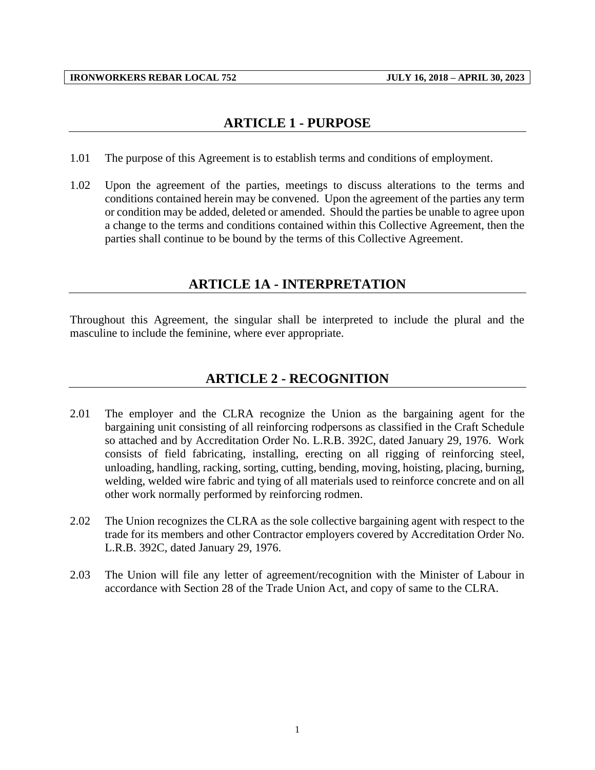## ARTICLE 1 - PURPOSE

1.01 The purpose of this Agreement is to establish terms and conditions of employment.

1.02 Upon the agreement of the parties, meetings to discuss alterations to the terms and conditions contained herein may be convened. Upon the agreement of the parties any term or condition may be added, deleted or amended. Should the parties be unable to agree upon a change to the terms and conditions contained within this Collective Agreement, then the parties shall continue to be bound by the terms of this Collective Agreement.

## ARTICLE 1A - INTERPRETATION

Throughout this Agreement, the singular shall be interpreted to include the plural and the masculine to include the feminine, where ever appropriate.

## ARTICLE 2 - RECOGNITION

2.01 The employer and the CLRA recognize the Union as the bargaining agent for the bargaining unit consisting of all reinforcing rodpersons as classified in the Craft Schedule so attached and by Accreditation Order No. L.R.B. 392C, dated January 29, 1976. Work consists of field fabricating, installing, erecting on all rigging of reinforcing steel, unloading, handling, racking, sorting, cutting, bending, moving, hoisting, placing, burning, welding, welded wire fabric and tying of all materials used to reinforce concrete and on all other work normally performed by reinforcing rodmen.

2.02 The Union recognizes the CLRA as the sole collective bargaining agent with respect to the trade for its members and other Contractor employers covered by Accreditation Order No. L.R.B. 392C, dated January 29, 1976.

2.03 The Union will file any letter of agreement/recognition with the Minister of Labour in accordance with Section 28 of the Trade Union Act, and copy of same to the CLRA.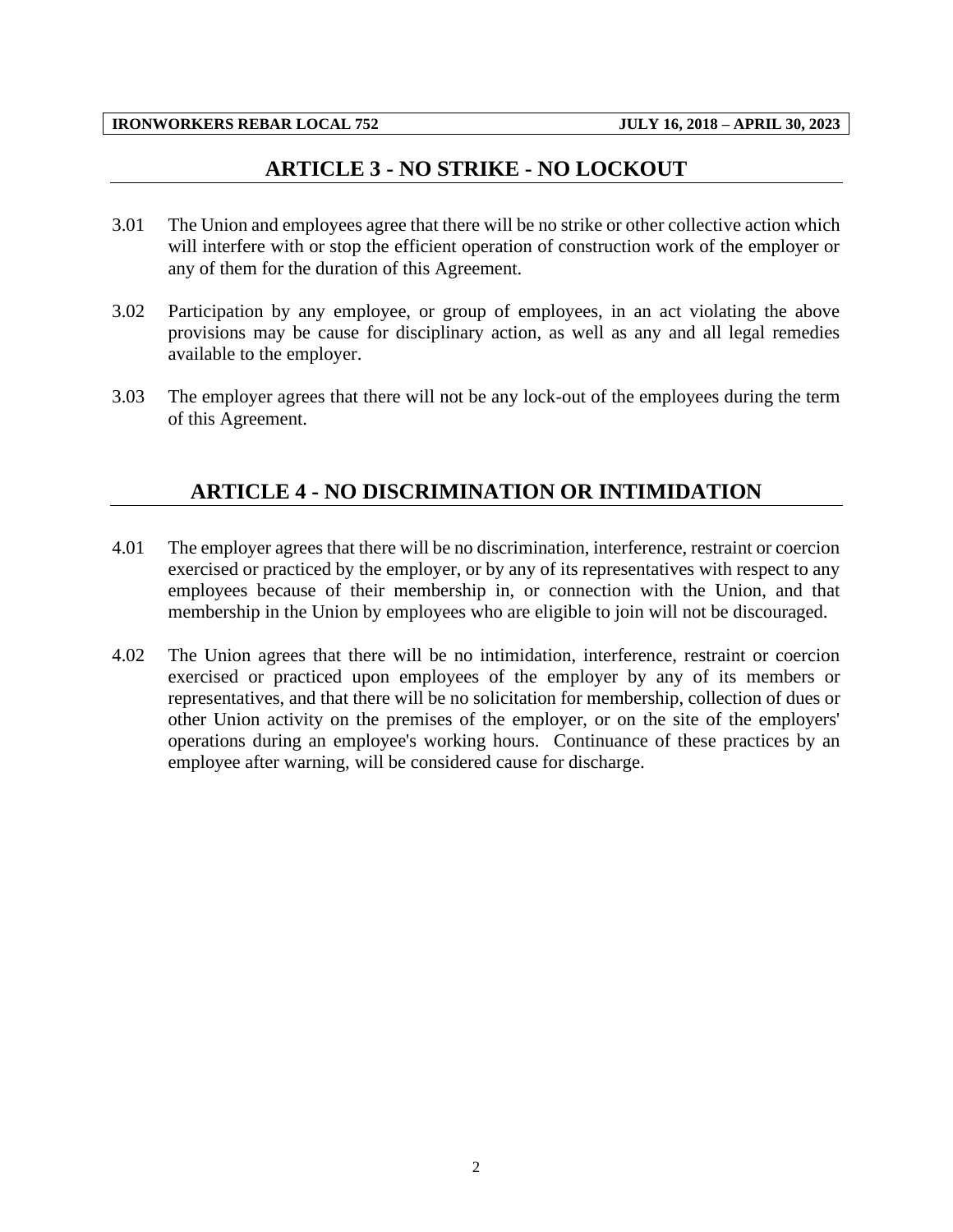## ARTICLE 3 - NO STRIKE - NO LOCKOUT

3.01 The Union and employees agree that there will be no strike or other collective action which will interfere with or stop the efficient operation of construction work of the employer or any of them for the duration of this Agreement.

3.02 Participation by any employee, or group of employees, in an act violating the above provisions may be cause for disciplinary action, as well as any and all legal remedies available to the employer.

3.03 The employer agrees that there will not be any lock-out of the employees during the term of this Agreement.

## ARTICLE 4 - NO DISCRIMINATION OR INTIMIDATION

4.01 The employer agrees that there will be no discrimination, interference, restraint or coercion exercised or practiced by the employer, or by any of its representatives with respect to any employees because of their membership in, or connection with the Union, and that membership in the Union by employees who are eligible to join will not be discouraged.

4.02 The Union agrees that there will be no intimidation, interference, restraint or coercion exercised or practiced upon employees of the employer by any of its members or representatives, and that there will be no solicitation for membership, collection of dues or other Union activity on the premises of the employer, or on the site of the employers' operations during an employee's working hours. Continuance of these practices by an employee after warning, will be considered cause for discharge.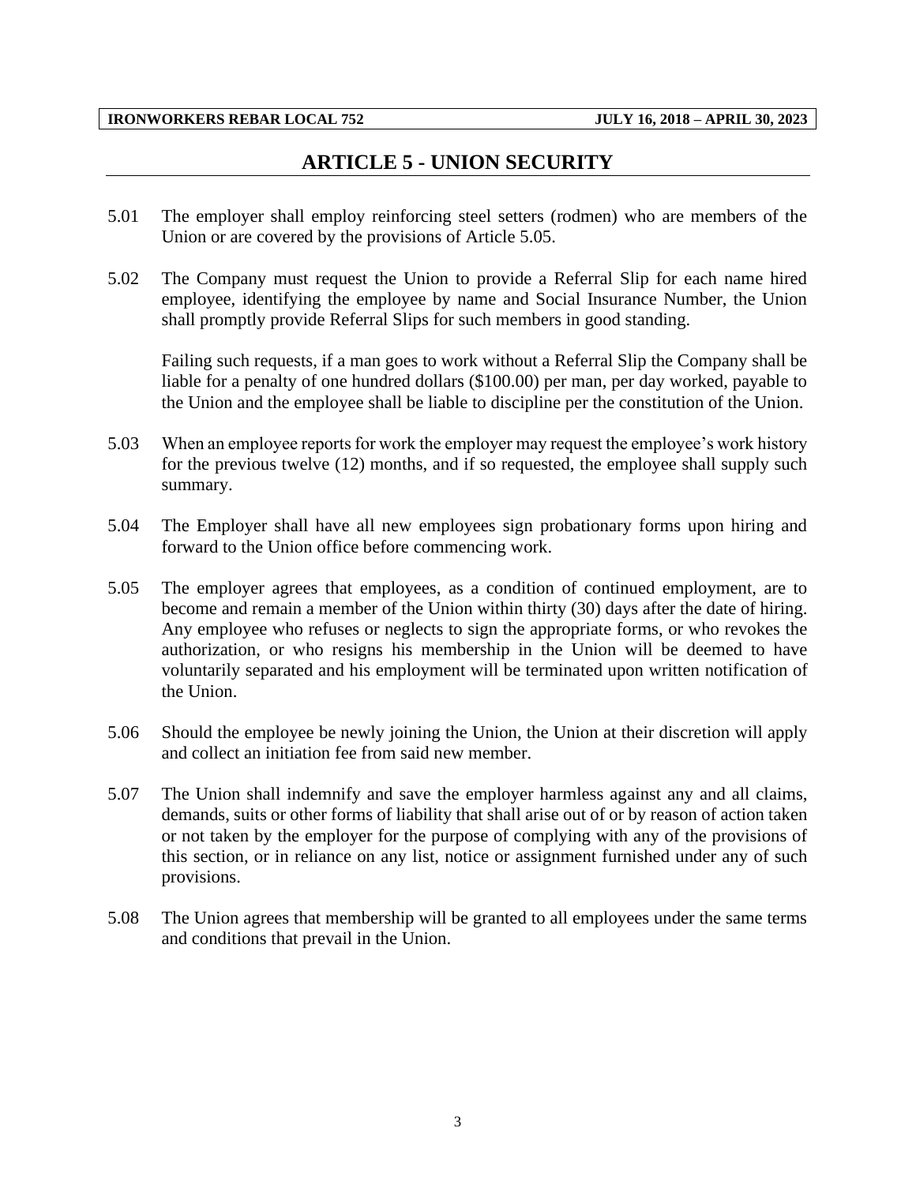# ARTICLE 5 - UNION SECURITY

5.01 The employer shall employ reinforcing steel setters (rodmen) who are members of the Union or are covered by the provisions of Article 5.05.

5.02 The Company must request the Union to provide a Referral Slip for each name hired employee, identifying the employee by name and Social Insurance Number, the Union shall promptly provide Referral Slips for such members in good standing.

Failing such requests, if a man goes to work without a Referral Slip the Company shall be liable for a penalty of one hundred dollars ($100.00) per man, per day worked, payable to the Union and the employee shall be liable to discipline per the constitution of the Union.

5.03 When an employee reports for work the employer may request the employee's work history for the previous twelve (12) months, and if so requested, the employee shall supply such summary.

5.04 The Employer shall have all new employees sign probationary forms upon hiring and forward to the Union office before commencing work.

5.05 The employer agrees that employees, as a condition of continued employment, are to become and remain a member of the Union within thirty (30) days after the date of hiring. Any employee who refuses or neglects to sign the appropriate forms, or who revokes the authorization, or who resigns his membership in the Union will be deemed to have voluntarily separated and his employment will be terminated upon written notification of the Union.

5.06 Should the employee be newly joining the Union, the Union at their discretion will apply and collect an initiation fee from said new member.

5.07 The Union shall indemnify and save the employer harmless against any and all claims, demands, suits or other forms of liability that shall arise out of or by reason of action taken or not taken by the employer for the purpose of complying with any of the provisions of this section, or in reliance on any list, notice or assignment furnished under any of such provisions.

5.08 The Union agrees that membership will be granted to all employees under the same terms and conditions that prevail in the Union.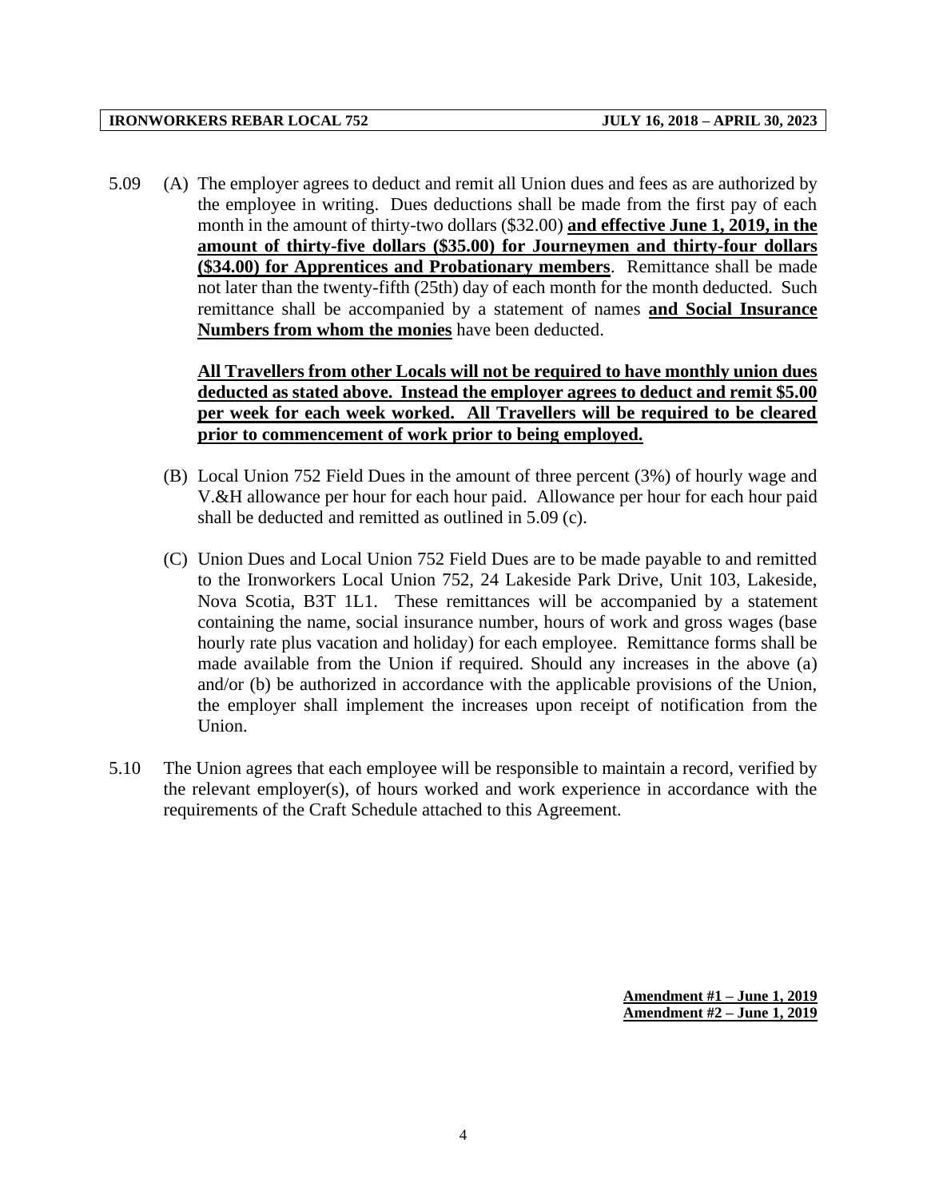5.09 (A) The employer agrees to deduct and remit all Union dues and fees as are authorized by the employee in writing. Dues deductions shall be made from the first pay of each month in the amount of thirty-two dollars ($32.00) **and effective June 1, 2019, in the amount of thirty-five dollars ($35.00) for Journeymen and thirty-four dollars ($34.00) for Apprentices and Probationary members**. Remittance shall be made not later than the twenty-fifth (25th) day of each month for the month deducted. Such remittance shall be accompanied by a statement of names **and Social Insurance Numbers from whom the monies** have been deducted.

**All Travellers from other Locals will not be required to have monthly union dues deducted as stated above. Instead the employer agrees to deduct and remit $5.00 per week for each week worked. All Travellers will be required to be cleared prior to commencement of work prior to being employed.**

(B) Local Union 752 Field Dues in the amount of three percent (3%) of hourly wage and V.&H allowance per hour for each hour paid. Allowance per hour for each hour paid shall be deducted and remitted as outlined in 5.09 (c).

(C) Union Dues and Local Union 752 Field Dues are to be made payable to and remitted to the Ironworkers Local Union 752, 24 Lakeside Park Drive, Unit 103, Lakeside, Nova Scotia, B3T 1L1. These remittances will be accompanied by a statement containing the name, social insurance number, hours of work and gross wages (base hourly rate plus vacation and holiday) for each employee. Remittance forms shall be made available from the Union if required. Should any increases in the above (a) and/or (b) be authorized in accordance with the applicable provisions of the Union, the employer shall implement the increases upon receipt of notification from the Union.

5.10 The Union agrees that each employee will be responsible to maintain a record, verified by the relevant employer(s), of hours worked and work experience in accordance with the requirements of the Craft Schedule attached to this Agreement.

**Amendment #1 – June 1, 2019**
**Amendment #2 – June 1, 2019**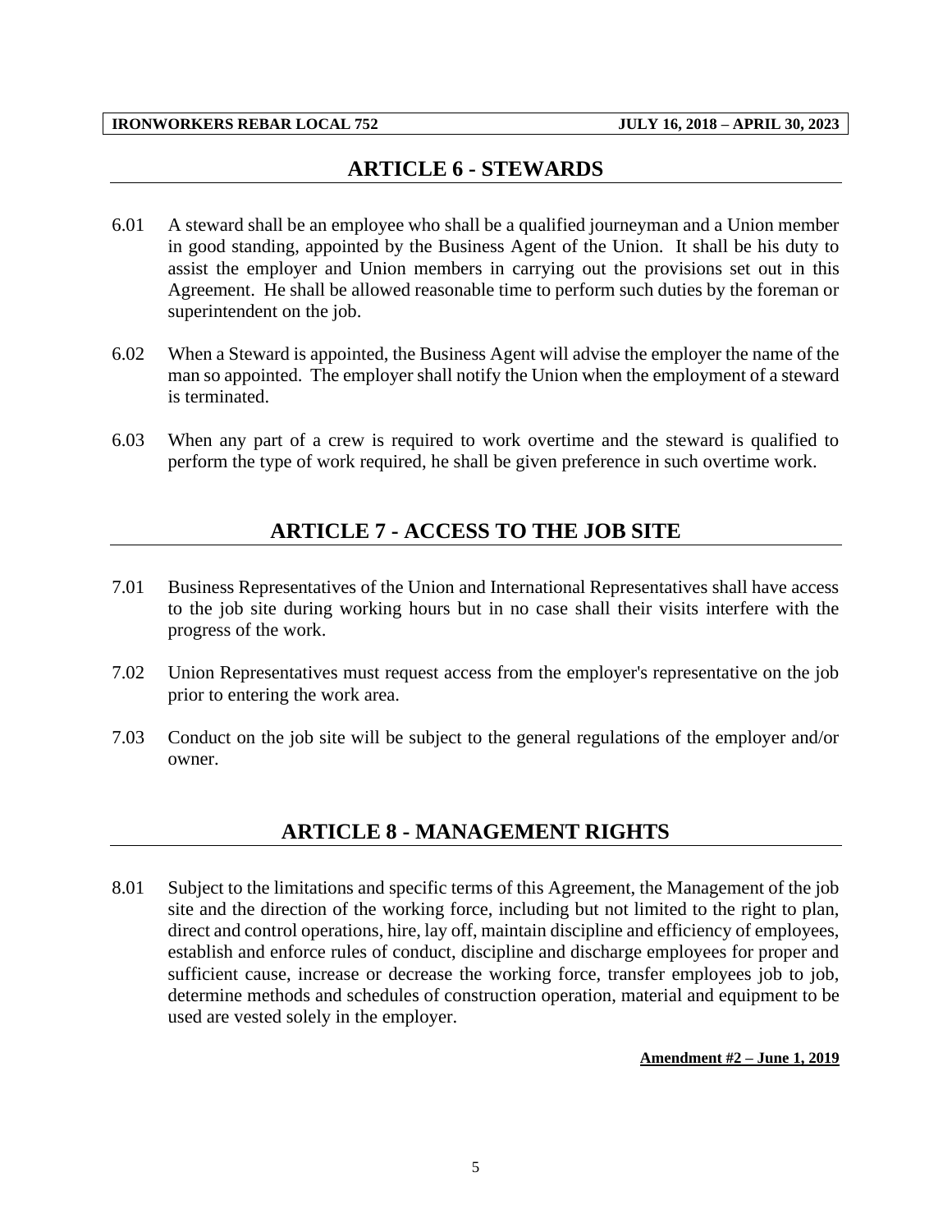## ARTICLE 6 - STEWARDS

6.01 A steward shall be an employee who shall be a qualified journeyman and a Union member in good standing, appointed by the Business Agent of the Union. It shall be his duty to assist the employer and Union members in carrying out the provisions set out in this Agreement. He shall be allowed reasonable time to perform such duties by the foreman or superintendent on the job.

6.02 When a Steward is appointed, the Business Agent will advise the employer the name of the man so appointed. The employer shall notify the Union when the employment of a steward is terminated.

6.03 When any part of a crew is required to work overtime and the steward is qualified to perform the type of work required, he shall be given preference in such overtime work.

## ARTICLE 7 - ACCESS TO THE JOB SITE

7.01 Business Representatives of the Union and International Representatives shall have access to the job site during working hours but in no case shall their visits interfere with the progress of the work.

7.02 Union Representatives must request access from the employer's representative on the job prior to entering the work area.

7.03 Conduct on the job site will be subject to the general regulations of the employer and/or owner.

## ARTICLE 8 - MANAGEMENT RIGHTS

8.01 Subject to the limitations and specific terms of this Agreement, the Management of the job site and the direction of the working force, including but not limited to the right to plan, direct and control operations, hire, lay off, maintain discipline and efficiency of employees, establish and enforce rules of conduct, discipline and discharge employees for proper and sufficient cause, increase or decrease the working force, transfer employees job to job, determine methods and schedules of construction operation, material and equipment to be used are vested solely in the employer.

**Amendment #2 – June 1, 2019**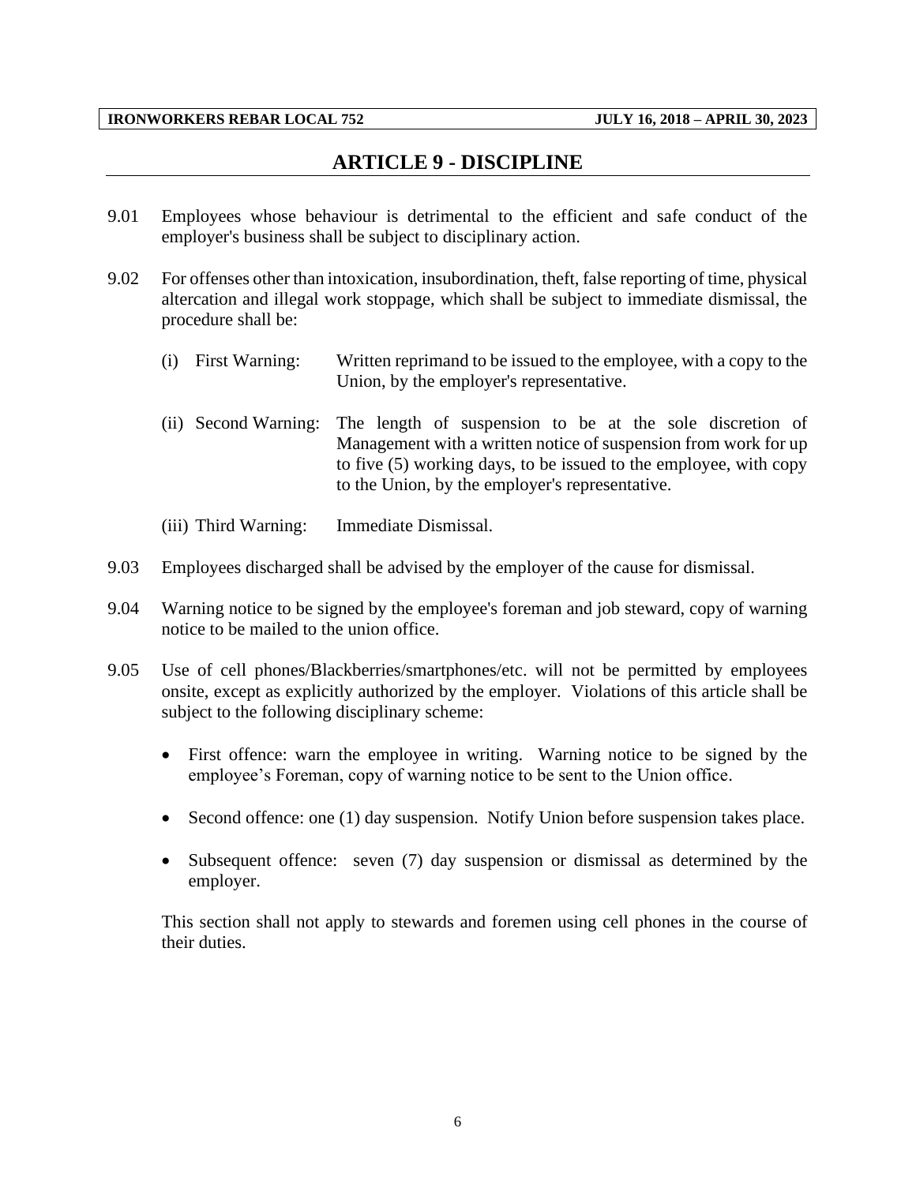# ARTICLE 9 - DISCIPLINE

9.01 Employees whose behaviour is detrimental to the efficient and safe conduct of the employer's business shall be subject to disciplinary action.

9.02 For offenses other than intoxication, insubordination, theft, false reporting of time, physical altercation and illegal work stoppage, which shall be subject to immediate dismissal, the procedure shall be:

(i) First Warning: Written reprimand to be issued to the employee, with a copy to the Union, by the employer's representative.

(ii) Second Warning: The length of suspension to be at the sole discretion of Management with a written notice of suspension from work for up to five (5) working days, to be issued to the employee, with copy to the Union, by the employer's representative.

(iii) Third Warning: Immediate Dismissal.

9.03 Employees discharged shall be advised by the employer of the cause for dismissal.

9.04 Warning notice to be signed by the employee's foreman and job steward, copy of warning notice to be mailed to the union office.

9.05 Use of cell phones/Blackberries/smartphones/etc. will not be permitted by employees onsite, except as explicitly authorized by the employer. Violations of this article shall be subject to the following disciplinary scheme:

- First offence: warn the employee in writing. Warning notice to be signed by the employee's Foreman, copy of warning notice to be sent to the Union office.
- Second offence: one (1) day suspension. Notify Union before suspension takes place.
- Subsequent offence: seven (7) day suspension or dismissal as determined by the employer.

This section shall not apply to stewards and foremen using cell phones in the course of their duties.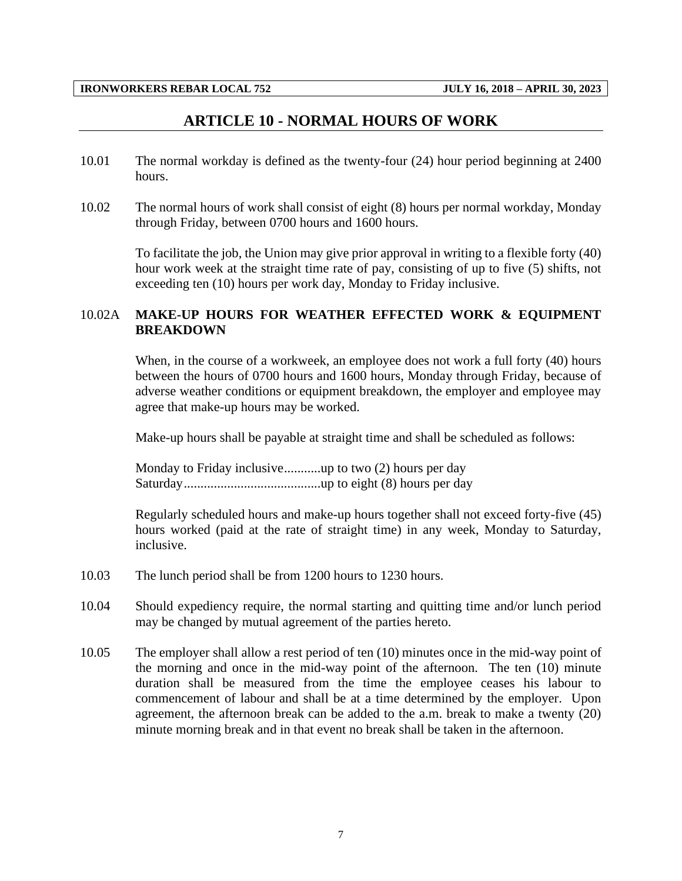## ARTICLE 10 - NORMAL HOURS OF WORK

10.01 The normal workday is defined as the twenty-four (24) hour period beginning at 2400 hours.

10.02 The normal hours of work shall consist of eight (8) hours per normal workday, Monday through Friday, between 0700 hours and 1600 hours.

To facilitate the job, the Union may give prior approval in writing to a flexible forty (40) hour work week at the straight time rate of pay, consisting of up to five (5) shifts, not exceeding ten (10) hours per work day, Monday to Friday inclusive.

10.02A **MAKE-UP HOURS FOR WEATHER EFFECTED WORK & EQUIPMENT BREAKDOWN**

When, in the course of a workweek, an employee does not work a full forty (40) hours between the hours of 0700 hours and 1600 hours, Monday through Friday, because of adverse weather conditions or equipment breakdown, the employer and employee may agree that make-up hours may be worked.

Make-up hours shall be payable at straight time and shall be scheduled as follows:

Monday to Friday inclusive...........up to two (2) hours per day
Saturday.........................................up to eight (8) hours per day

Regularly scheduled hours and make-up hours together shall not exceed forty-five (45) hours worked (paid at the rate of straight time) in any week, Monday to Saturday, inclusive.

10.03 The lunch period shall be from 1200 hours to 1230 hours.

10.04 Should expediency require, the normal starting and quitting time and/or lunch period may be changed by mutual agreement of the parties hereto.

10.05 The employer shall allow a rest period of ten (10) minutes once in the mid-way point of the morning and once in the mid-way point of the afternoon. The ten (10) minute duration shall be measured from the time the employee ceases his labour to commencement of labour and shall be at a time determined by the employer. Upon agreement, the afternoon break can be added to the a.m. break to make a twenty (20) minute morning break and in that event no break shall be taken in the afternoon.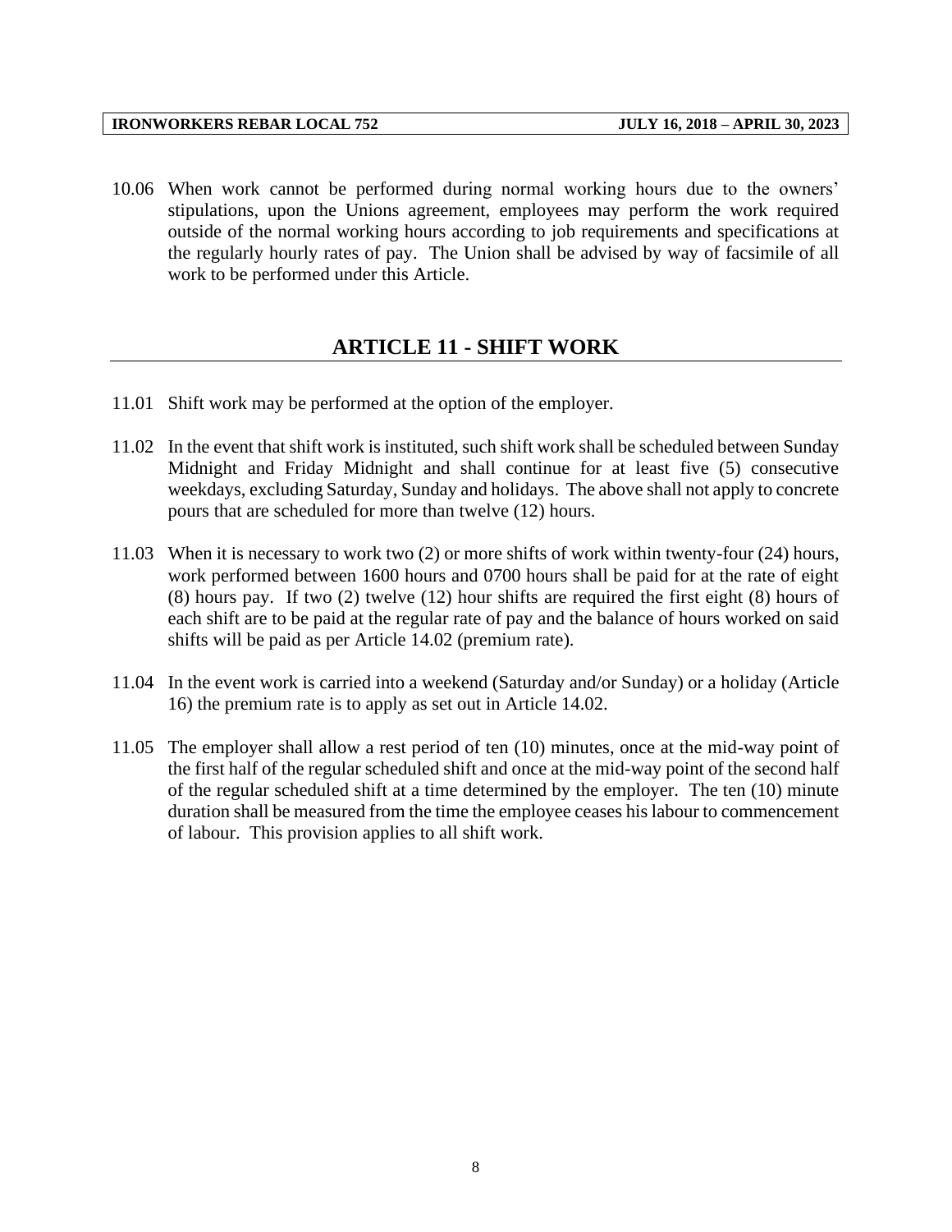10.06 When work cannot be performed during normal working hours due to the owners' stipulations, upon the Unions agreement, employees may perform the work required outside of the normal working hours according to job requirements and specifications at the regularly hourly rates of pay. The Union shall be advised by way of facsimile of all work to be performed under this Article.

## ARTICLE 11 - SHIFT WORK

11.01 Shift work may be performed at the option of the employer.

11.02 In the event that shift work is instituted, such shift work shall be scheduled between Sunday Midnight and Friday Midnight and shall continue for at least five (5) consecutive weekdays, excluding Saturday, Sunday and holidays. The above shall not apply to concrete pours that are scheduled for more than twelve (12) hours.

11.03 When it is necessary to work two (2) or more shifts of work within twenty-four (24) hours, work performed between 1600 hours and 0700 hours shall be paid for at the rate of eight (8) hours pay. If two (2) twelve (12) hour shifts are required the first eight (8) hours of each shift are to be paid at the regular rate of pay and the balance of hours worked on said shifts will be paid as per Article 14.02 (premium rate).

11.04 In the event work is carried into a weekend (Saturday and/or Sunday) or a holiday (Article 16) the premium rate is to apply as set out in Article 14.02.

11.05 The employer shall allow a rest period of ten (10) minutes, once at the mid-way point of the first half of the regular scheduled shift and once at the mid-way point of the second half of the regular scheduled shift at a time determined by the employer. The ten (10) minute duration shall be measured from the time the employee ceases his labour to commencement of labour. This provision applies to all shift work.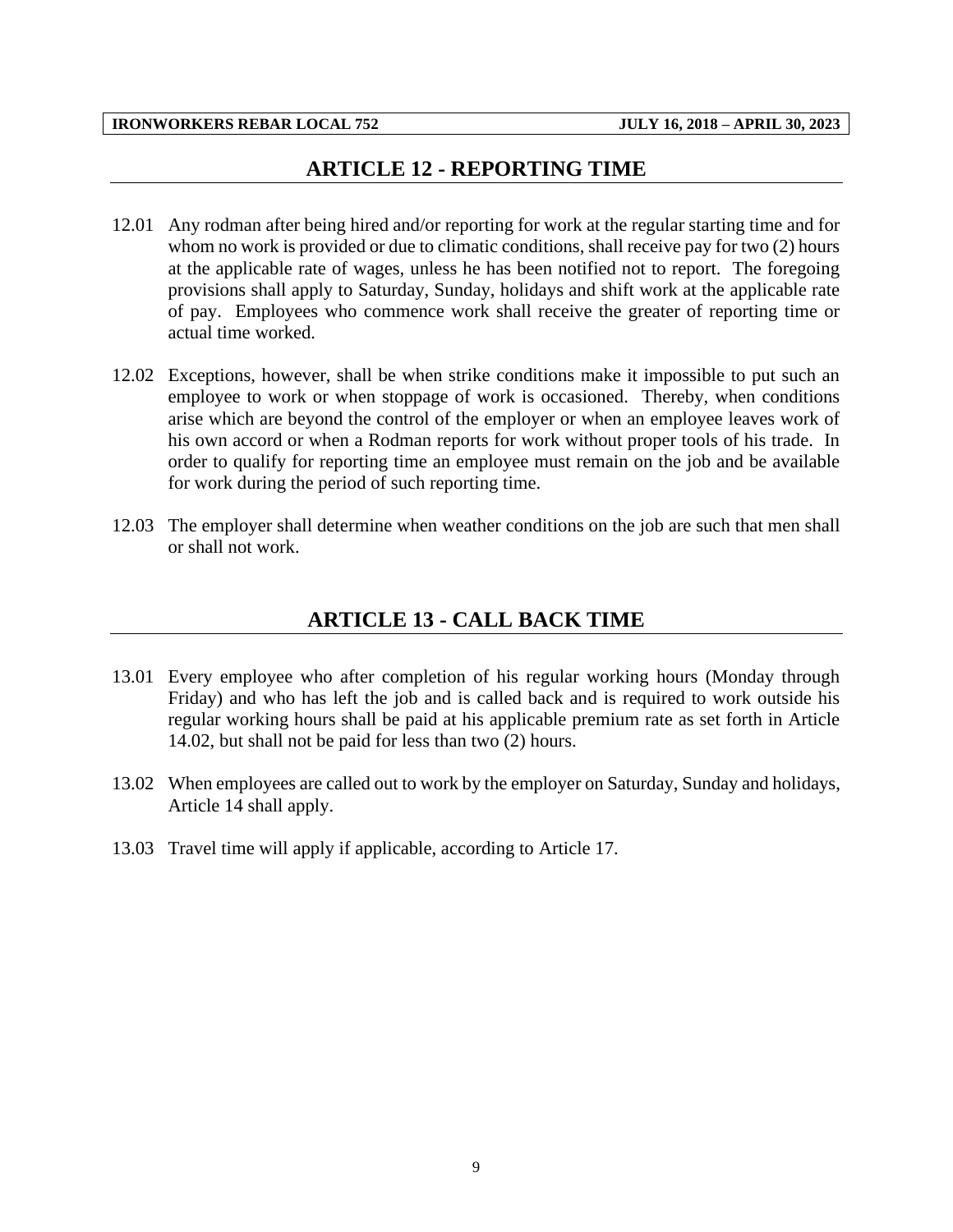## ARTICLE 12 - REPORTING TIME

12.01 Any rodman after being hired and/or reporting for work at the regular starting time and for whom no work is provided or due to climatic conditions, shall receive pay for two (2) hours at the applicable rate of wages, unless he has been notified not to report. The foregoing provisions shall apply to Saturday, Sunday, holidays and shift work at the applicable rate of pay. Employees who commence work shall receive the greater of reporting time or actual time worked.

12.02 Exceptions, however, shall be when strike conditions make it impossible to put such an employee to work or when stoppage of work is occasioned. Thereby, when conditions arise which are beyond the control of the employer or when an employee leaves work of his own accord or when a Rodman reports for work without proper tools of his trade. In order to qualify for reporting time an employee must remain on the job and be available for work during the period of such reporting time.

12.03 The employer shall determine when weather conditions on the job are such that men shall or shall not work.

## ARTICLE 13 - CALL BACK TIME

13.01 Every employee who after completion of his regular working hours (Monday through Friday) and who has left the job and is called back and is required to work outside his regular working hours shall be paid at his applicable premium rate as set forth in Article 14.02, but shall not be paid for less than two (2) hours.

13.02 When employees are called out to work by the employer on Saturday, Sunday and holidays, Article 14 shall apply.

13.03 Travel time will apply if applicable, according to Article 17.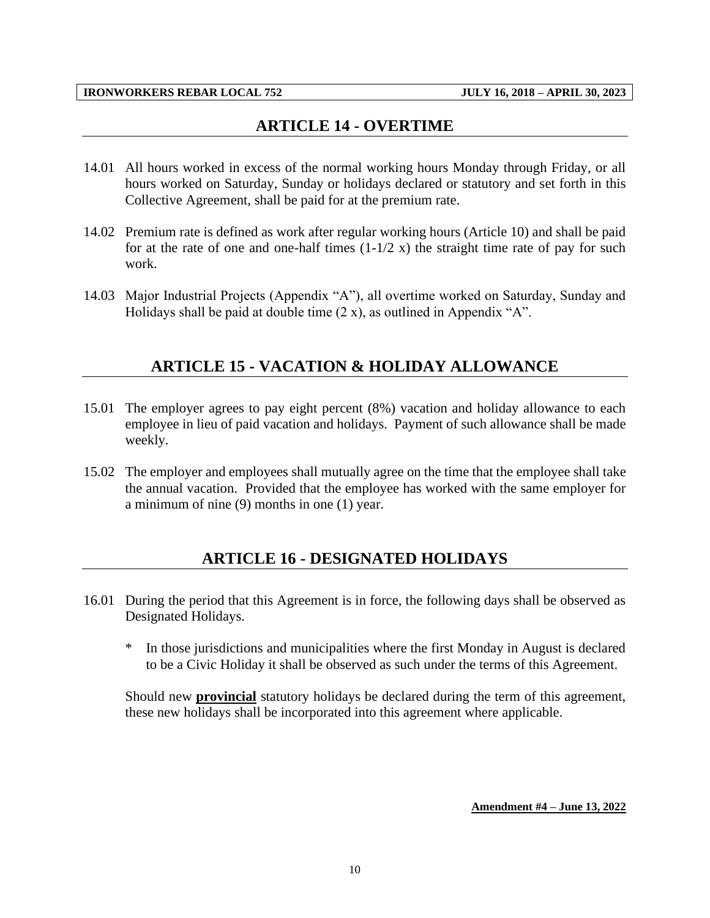## ARTICLE 14 - OVERTIME

14.01 All hours worked in excess of the normal working hours Monday through Friday, or all hours worked on Saturday, Sunday or holidays declared or statutory and set forth in this Collective Agreement, shall be paid for at the premium rate.

14.02 Premium rate is defined as work after regular working hours (Article 10) and shall be paid for at the rate of one and one-half times (1-1/2 x) the straight time rate of pay for such work.

14.03 Major Industrial Projects (Appendix "A"), all overtime worked on Saturday, Sunday and Holidays shall be paid at double time (2 x), as outlined in Appendix "A".

## ARTICLE 15 - VACATION & HOLIDAY ALLOWANCE

15.01 The employer agrees to pay eight percent (8%) vacation and holiday allowance to each employee in lieu of paid vacation and holidays. Payment of such allowance shall be made weekly.

15.02 The employer and employees shall mutually agree on the time that the employee shall take the annual vacation. Provided that the employee has worked with the same employer for a minimum of nine (9) months in one (1) year.

## ARTICLE 16 - DESIGNATED HOLIDAYS

16.01 During the period that this Agreement is in force, the following days shall be observed as Designated Holidays.

\* In those jurisdictions and municipalities where the first Monday in August is declared to be a Civic Holiday it shall be observed as such under the terms of this Agreement.

Should new **provincial** statutory holidays be declared during the term of this agreement, these new holidays shall be incorporated into this agreement where applicable.

**Amendment #4 – June 13, 2022**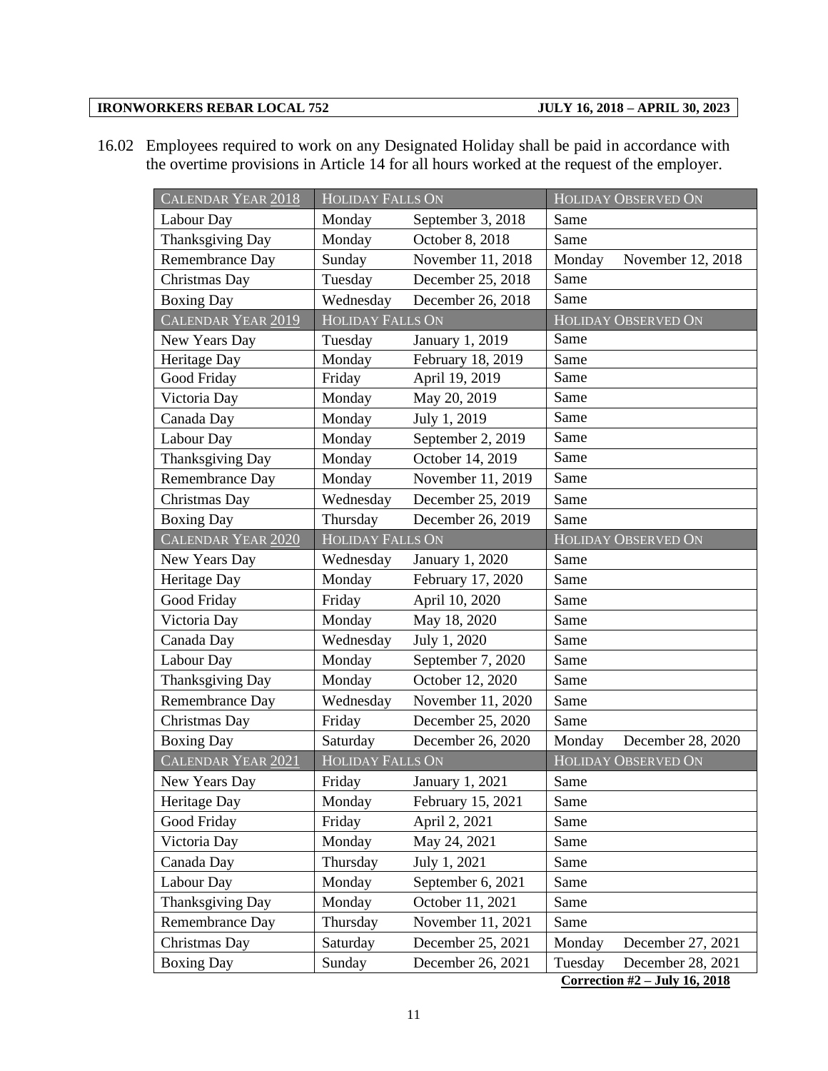16.02 Employees required to work on any Designated Holiday shall be paid in accordance with the overtime provisions in Article 14 for all hours worked at the request of the employer.

| CALENDAR YEAR 2018 | HOLIDAY FALLS ON | | HOLIDAY OBSERVED ON | |
|---|---|---|---|---|
| Labour Day | Monday | September 3, 2018 | Same | |
| Thanksgiving Day | Monday | October 8, 2018 | Same | |
| Remembrance Day | Sunday | November 11, 2018 | Monday | November 12, 2018 |
| Christmas Day | Tuesday | December 25, 2018 | Same | |
| Boxing Day | Wednesday | December 26, 2018 | Same | |
| CALENDAR YEAR 2019 | HOLIDAY FALLS ON | | HOLIDAY OBSERVED ON | |
| New Years Day | Tuesday | January 1, 2019 | Same | |
| Heritage Day | Monday | February 18, 2019 | Same | |
| Good Friday | Friday | April 19, 2019 | Same | |
| Victoria Day | Monday | May 20, 2019 | Same | |
| Canada Day | Monday | July 1, 2019 | Same | |
| Labour Day | Monday | September 2, 2019 | Same | |
| Thanksgiving Day | Monday | October 14, 2019 | Same | |
| Remembrance Day | Monday | November 11, 2019 | Same | |
| Christmas Day | Wednesday | December 25, 2019 | Same | |
| Boxing Day | Thursday | December 26, 2019 | Same | |
| CALENDAR YEAR 2020 | HOLIDAY FALLS ON | | HOLIDAY OBSERVED ON | |
| New Years Day | Wednesday | January 1, 2020 | Same | |
| Heritage Day | Monday | February 17, 2020 | Same | |
| Good Friday | Friday | April 10, 2020 | Same | |
| Victoria Day | Monday | May 18, 2020 | Same | |
| Canada Day | Wednesday | July 1, 2020 | Same | |
| Labour Day | Monday | September 7, 2020 | Same | |
| Thanksgiving Day | Monday | October 12, 2020 | Same | |
| Remembrance Day | Wednesday | November 11, 2020 | Same | |
| Christmas Day | Friday | December 25, 2020 | Same | |
| Boxing Day | Saturday | December 26, 2020 | Monday | December 28, 2020 |
| CALENDAR YEAR 2021 | HOLIDAY FALLS ON | | HOLIDAY OBSERVED ON | |
| New Years Day | Friday | January 1, 2021 | Same | |
| Heritage Day | Monday | February 15, 2021 | Same | |
| Good Friday | Friday | April 2, 2021 | Same | |
| Victoria Day | Monday | May 24, 2021 | Same | |
| Canada Day | Thursday | July 1, 2021 | Same | |
| Labour Day | Monday | September 6, 2021 | Same | |
| Thanksgiving Day | Monday | October 11, 2021 | Same | |
| Remembrance Day | Thursday | November 11, 2021 | Same | |
| Christmas Day | Saturday | December 25, 2021 | Monday | December 27, 2021 |
| Boxing Day | Sunday | December 26, 2021 | Tuesday | December 28, 2021 |

**Correction #2 – July 16, 2018**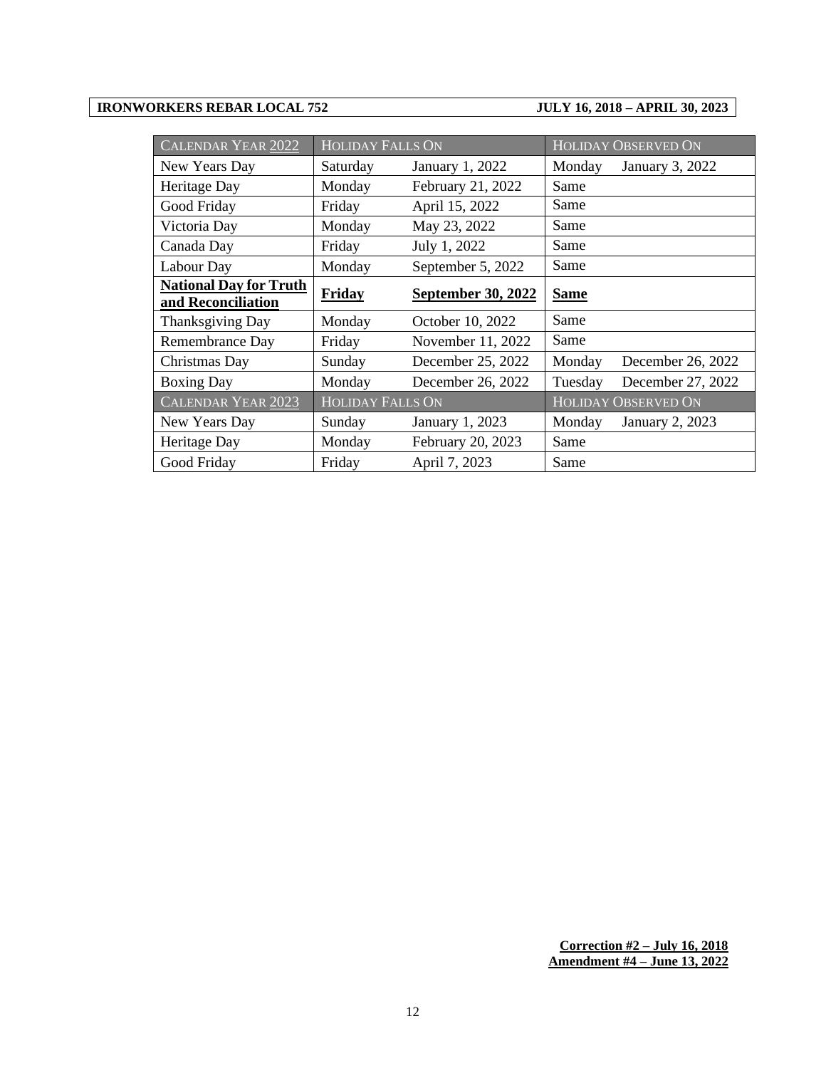| CALENDAR YEAR 2022 | HOLIDAY FALLS ON | | HOLIDAY OBSERVED ON | |
|---|---|---|---|---|
| New Years Day | Saturday | January 1, 2022 | Monday | January 3, 2022 |
| Heritage Day | Monday | February 21, 2022 | Same | |
| Good Friday | Friday | April 15, 2022 | Same | |
| Victoria Day | Monday | May 23, 2022 | Same | |
| Canada Day | Friday | July 1, 2022 | Same | |
| Labour Day | Monday | September 5, 2022 | Same | |
| **National Day for Truth and Reconciliation** | **Friday** | **September 30, 2022** | **Same** | |
| Thanksgiving Day | Monday | October 10, 2022 | Same | |
| Remembrance Day | Friday | November 11, 2022 | Same | |
| Christmas Day | Sunday | December 25, 2022 | Monday | December 26, 2022 |
| Boxing Day | Monday | December 26, 2022 | Tuesday | December 27, 2022 |
| CALENDAR YEAR 2023 | HOLIDAY FALLS ON | | HOLIDAY OBSERVED ON | |
| New Years Day | Sunday | January 1, 2023 | Monday | January 2, 2023 |
| Heritage Day | Monday | February 20, 2023 | Same | |
| Good Friday | Friday | April 7, 2023 | Same | |

**Correction #2 – July 16, 2018**
**Amendment #4 – June 13, 2022**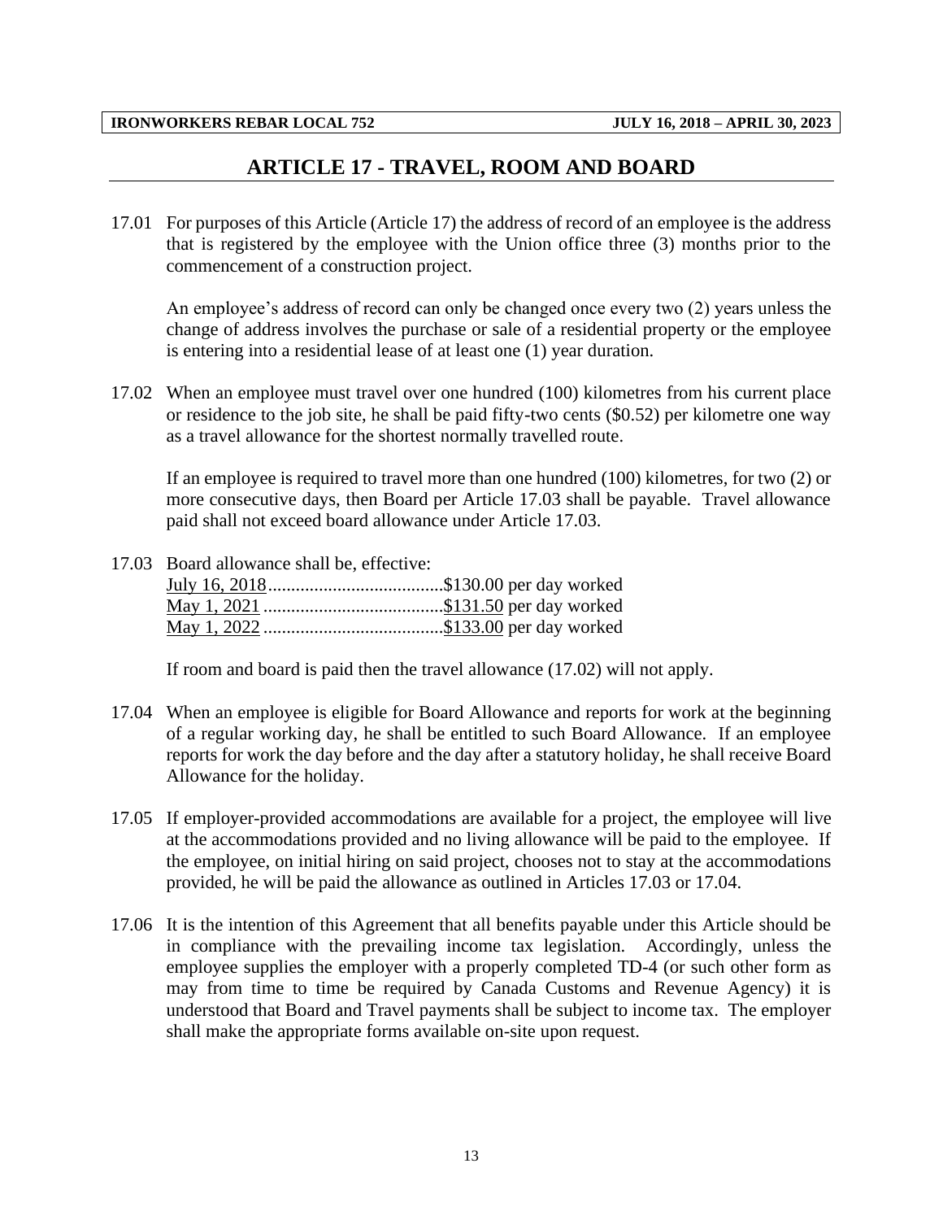## ARTICLE 17 - TRAVEL, ROOM AND BOARD

17.01 For purposes of this Article (Article 17) the address of record of an employee is the address that is registered by the employee with the Union office three (3) months prior to the commencement of a construction project.

An employee's address of record can only be changed once every two (2) years unless the change of address involves the purchase or sale of a residential property or the employee is entering into a residential lease of at least one (1) year duration.

17.02 When an employee must travel over one hundred (100) kilometres from his current place or residence to the job site, he shall be paid fifty-two cents ($0.52) per kilometre one way as a travel allowance for the shortest normally travelled route.

If an employee is required to travel more than one hundred (100) kilometres, for two (2) or more consecutive days, then Board per Article 17.03 shall be payable. Travel allowance paid shall not exceed board allowance under Article 17.03.

17.03 Board allowance shall be, effective:

July 16, 2018......................................$130.00 per day worked
May 1, 2021 .......................................$131.50 per day worked
May 1, 2022 .......................................$133.00 per day worked

If room and board is paid then the travel allowance (17.02) will not apply.

17.04 When an employee is eligible for Board Allowance and reports for work at the beginning of a regular working day, he shall be entitled to such Board Allowance. If an employee reports for work the day before and the day after a statutory holiday, he shall receive Board Allowance for the holiday.

17.05 If employer-provided accommodations are available for a project, the employee will live at the accommodations provided and no living allowance will be paid to the employee. If the employee, on initial hiring on said project, chooses not to stay at the accommodations provided, he will be paid the allowance as outlined in Articles 17.03 or 17.04.

17.06 It is the intention of this Agreement that all benefits payable under this Article should be in compliance with the prevailing income tax legislation. Accordingly, unless the employee supplies the employer with a properly completed TD-4 (or such other form as may from time to time be required by Canada Customs and Revenue Agency) it is understood that Board and Travel payments shall be subject to income tax. The employer shall make the appropriate forms available on-site upon request.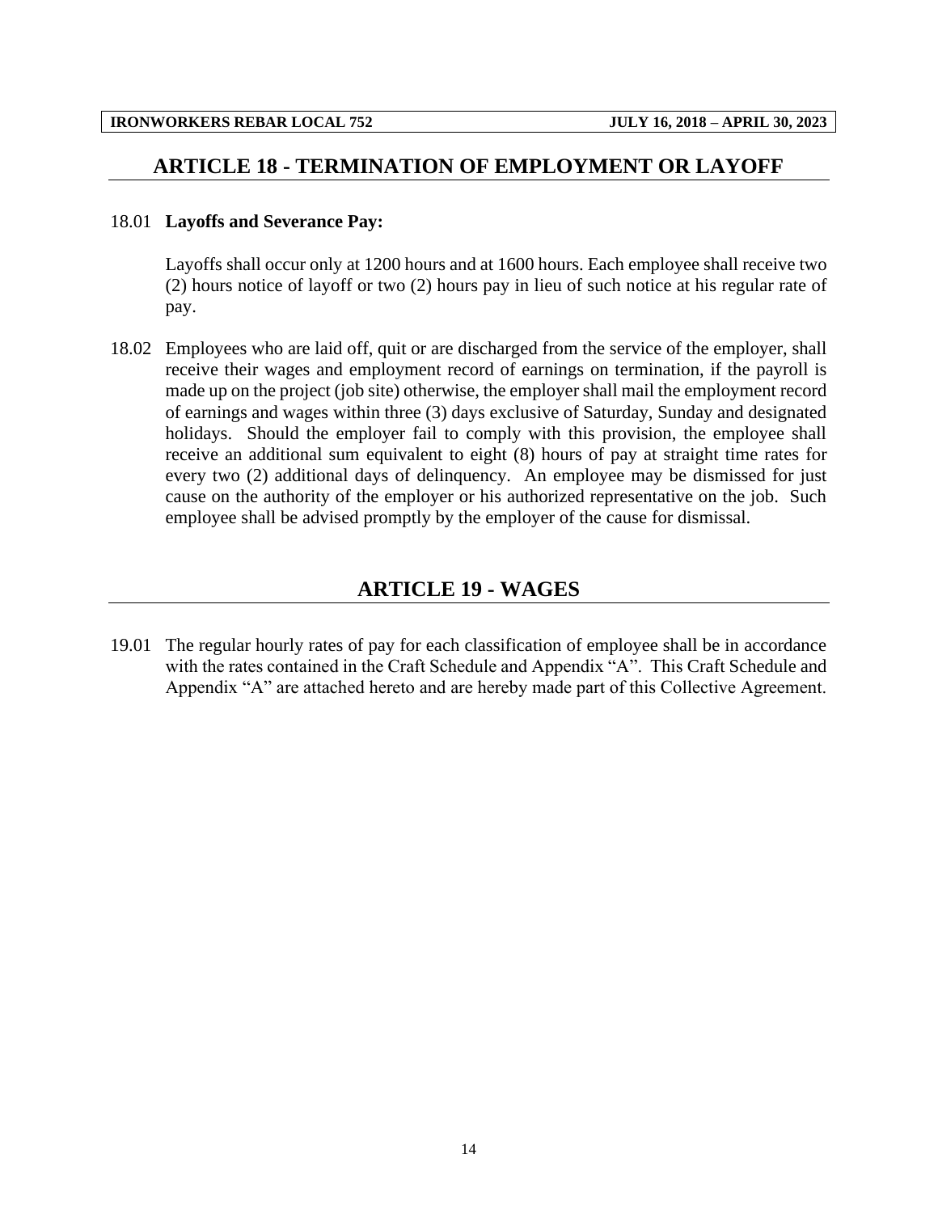## ARTICLE 18 - TERMINATION OF EMPLOYMENT OR LAYOFF

18.01 **Layoffs and Severance Pay:**

Layoffs shall occur only at 1200 hours and at 1600 hours. Each employee shall receive two (2) hours notice of layoff or two (2) hours pay in lieu of such notice at his regular rate of pay.

18.02 Employees who are laid off, quit or are discharged from the service of the employer, shall receive their wages and employment record of earnings on termination, if the payroll is made up on the project (job site) otherwise, the employer shall mail the employment record of earnings and wages within three (3) days exclusive of Saturday, Sunday and designated holidays. Should the employer fail to comply with this provision, the employee shall receive an additional sum equivalent to eight (8) hours of pay at straight time rates for every two (2) additional days of delinquency. An employee may be dismissed for just cause on the authority of the employer or his authorized representative on the job. Such employee shall be advised promptly by the employer of the cause for dismissal.

## ARTICLE 19 - WAGES

19.01 The regular hourly rates of pay for each classification of employee shall be in accordance with the rates contained in the Craft Schedule and Appendix "A". This Craft Schedule and Appendix "A" are attached hereto and are hereby made part of this Collective Agreement.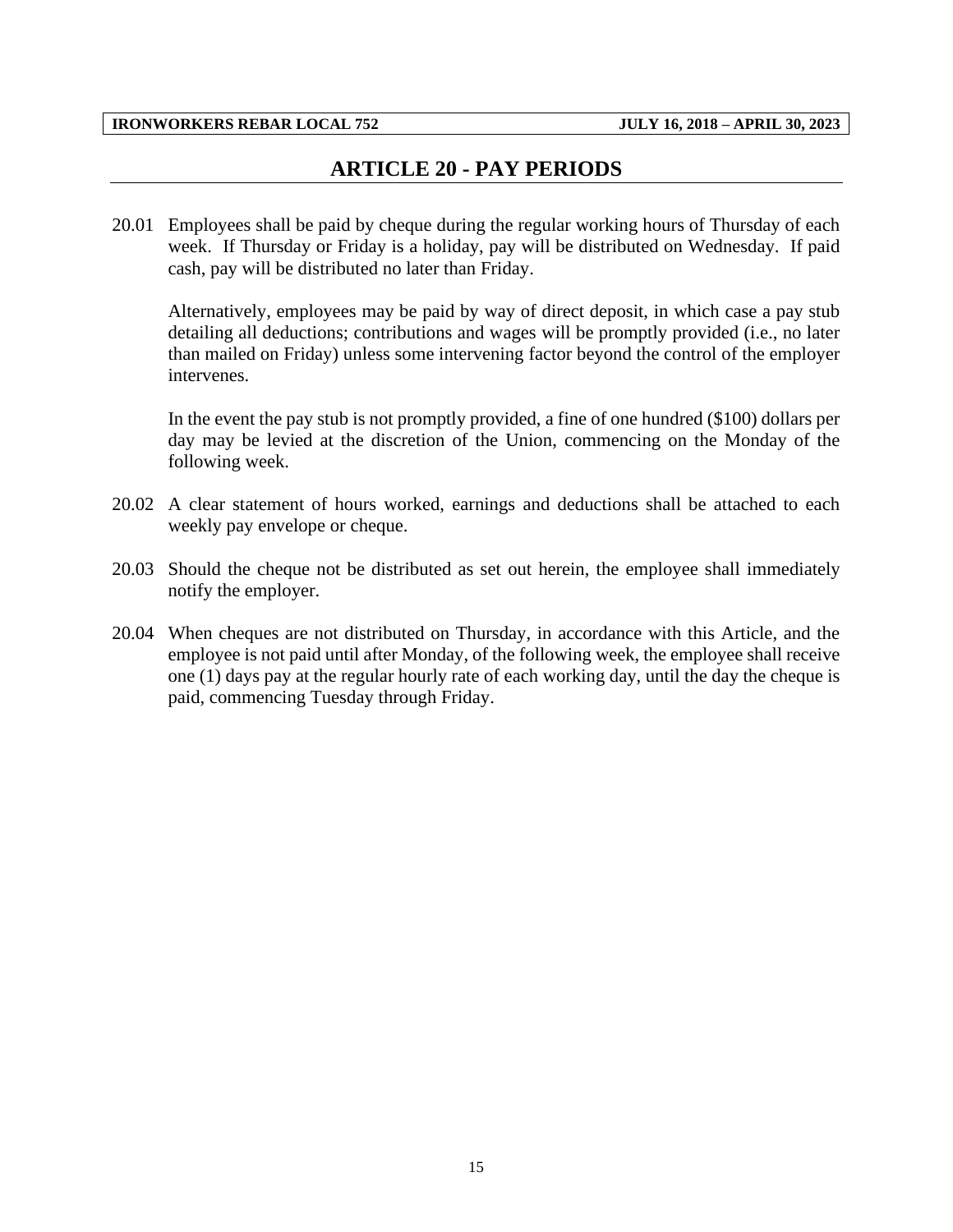# ARTICLE 20 - PAY PERIODS

20.01 Employees shall be paid by cheque during the regular working hours of Thursday of each week. If Thursday or Friday is a holiday, pay will be distributed on Wednesday. If paid cash, pay will be distributed no later than Friday.

Alternatively, employees may be paid by way of direct deposit, in which case a pay stub detailing all deductions; contributions and wages will be promptly provided (i.e., no later than mailed on Friday) unless some intervening factor beyond the control of the employer intervenes.

In the event the pay stub is not promptly provided, a fine of one hundred ($100) dollars per day may be levied at the discretion of the Union, commencing on the Monday of the following week.

20.02 A clear statement of hours worked, earnings and deductions shall be attached to each weekly pay envelope or cheque.

20.03 Should the cheque not be distributed as set out herein, the employee shall immediately notify the employer.

20.04 When cheques are not distributed on Thursday, in accordance with this Article, and the employee is not paid until after Monday, of the following week, the employee shall receive one (1) days pay at the regular hourly rate of each working day, until the day the cheque is paid, commencing Tuesday through Friday.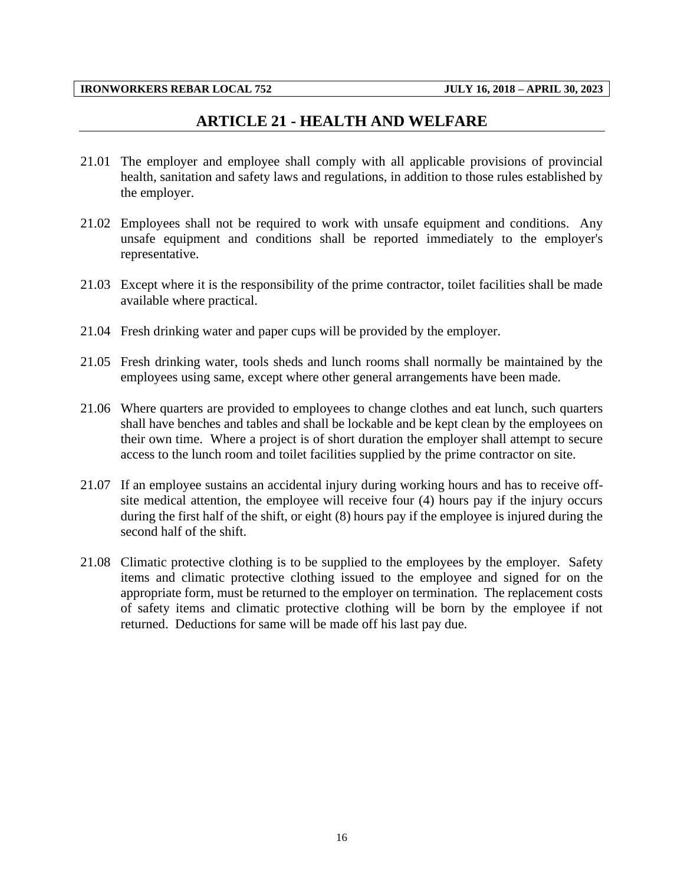# ARTICLE 21 - HEALTH AND WELFARE

21.01 The employer and employee shall comply with all applicable provisions of provincial health, sanitation and safety laws and regulations, in addition to those rules established by the employer.

21.02 Employees shall not be required to work with unsafe equipment and conditions. Any unsafe equipment and conditions shall be reported immediately to the employer's representative.

21.03 Except where it is the responsibility of the prime contractor, toilet facilities shall be made available where practical.

21.04 Fresh drinking water and paper cups will be provided by the employer.

21.05 Fresh drinking water, tools sheds and lunch rooms shall normally be maintained by the employees using same, except where other general arrangements have been made.

21.06 Where quarters are provided to employees to change clothes and eat lunch, such quarters shall have benches and tables and shall be lockable and be kept clean by the employees on their own time. Where a project is of short duration the employer shall attempt to secure access to the lunch room and toilet facilities supplied by the prime contractor on site.

21.07 If an employee sustains an accidental injury during working hours and has to receive off-site medical attention, the employee will receive four (4) hours pay if the injury occurs during the first half of the shift, or eight (8) hours pay if the employee is injured during the second half of the shift.

21.08 Climatic protective clothing is to be supplied to the employees by the employer. Safety items and climatic protective clothing issued to the employee and signed for on the appropriate form, must be returned to the employer on termination. The replacement costs of safety items and climatic protective clothing will be born by the employee if not returned. Deductions for same will be made off his last pay due.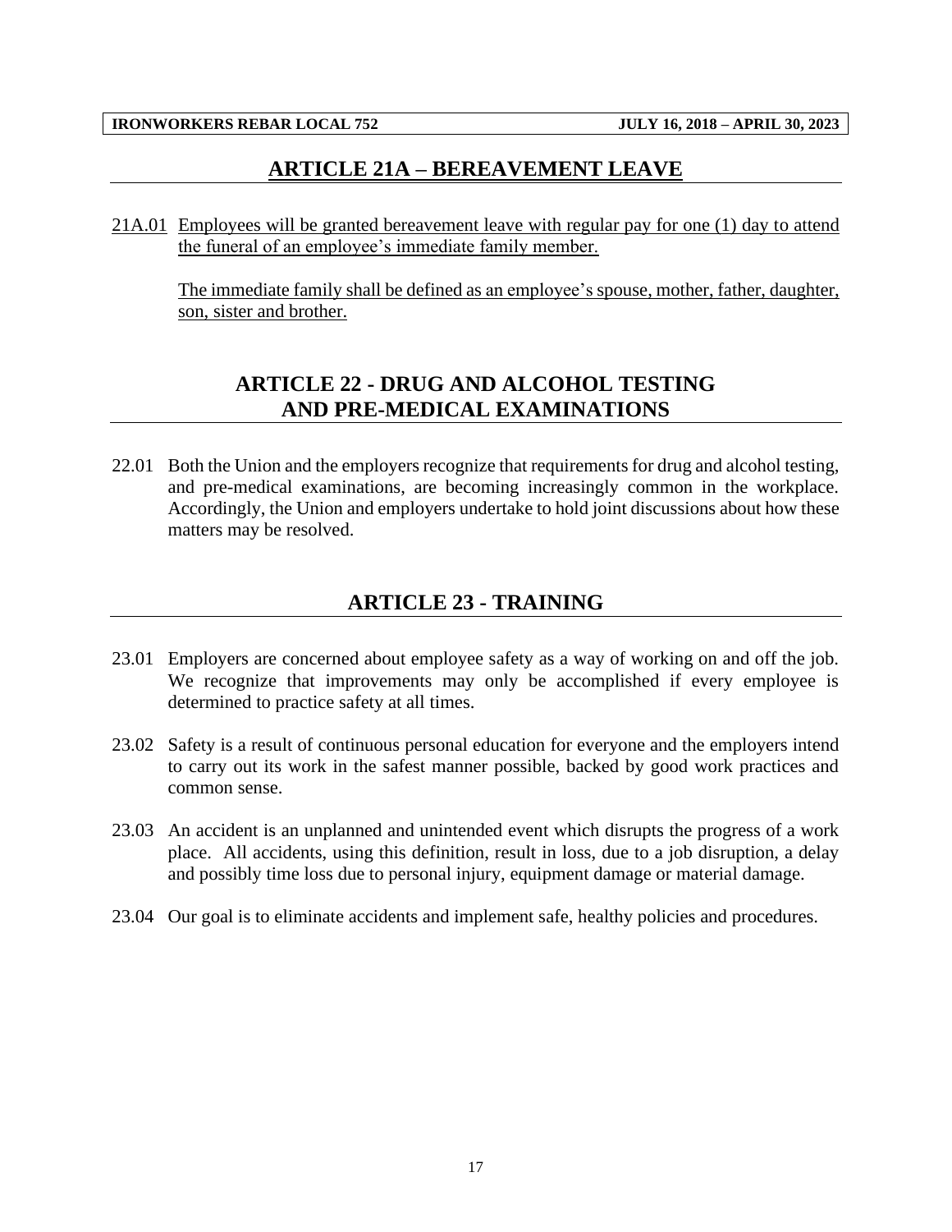## ARTICLE 21A – BEREAVEMENT LEAVE

21A.01 Employees will be granted bereavement leave with regular pay for one (1) day to attend the funeral of an employee's immediate family member.

The immediate family shall be defined as an employee's spouse, mother, father, daughter, son, sister and brother.

## ARTICLE 22 - DRUG AND ALCOHOL TESTING AND PRE-MEDICAL EXAMINATIONS

22.01 Both the Union and the employers recognize that requirements for drug and alcohol testing, and pre-medical examinations, are becoming increasingly common in the workplace. Accordingly, the Union and employers undertake to hold joint discussions about how these matters may be resolved.

## ARTICLE 23 - TRAINING

23.01 Employers are concerned about employee safety as a way of working on and off the job. We recognize that improvements may only be accomplished if every employee is determined to practice safety at all times.

23.02 Safety is a result of continuous personal education for everyone and the employers intend to carry out its work in the safest manner possible, backed by good work practices and common sense.

23.03 An accident is an unplanned and unintended event which disrupts the progress of a work place. All accidents, using this definition, result in loss, due to a job disruption, a delay and possibly time loss due to personal injury, equipment damage or material damage.

23.04 Our goal is to eliminate accidents and implement safe, healthy policies and procedures.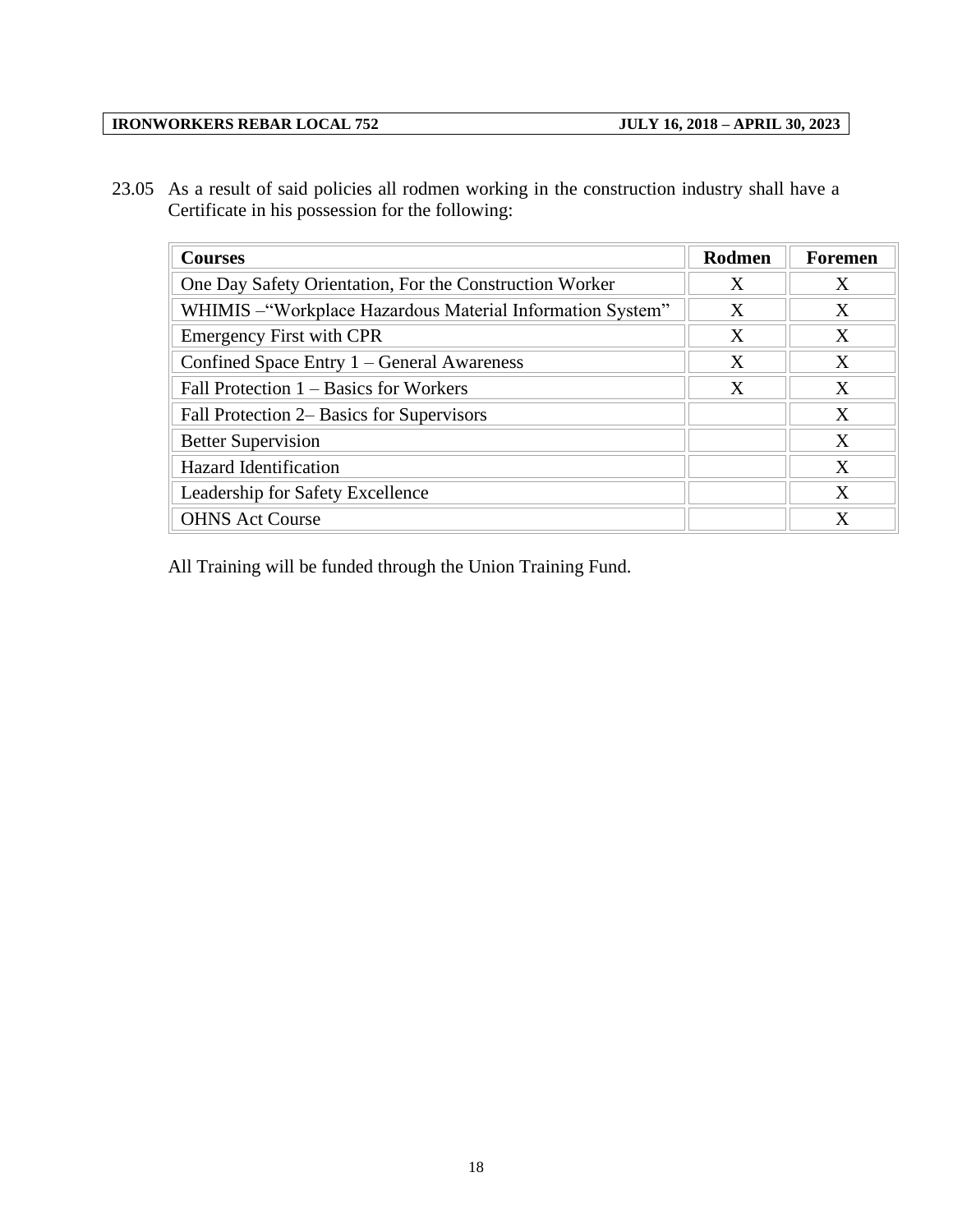23.05 As a result of said policies all rodmen working in the construction industry shall have a Certificate in his possession for the following:

| Courses | Rodmen | Foremen |
|---|---|---|
| One Day Safety Orientation, For the Construction Worker | X | X |
| WHIMIS –"Workplace Hazardous Material Information System" | X | X |
| Emergency First with CPR | X | X |
| Confined Space Entry 1 – General Awareness | X | X |
| Fall Protection 1 – Basics for Workers | X | X |
| Fall Protection 2– Basics for Supervisors | | X |
| Better Supervision | | X |
| Hazard Identification | | X |
| Leadership for Safety Excellence | | X |
| OHNS Act Course | | X |

All Training will be funded through the Union Training Fund.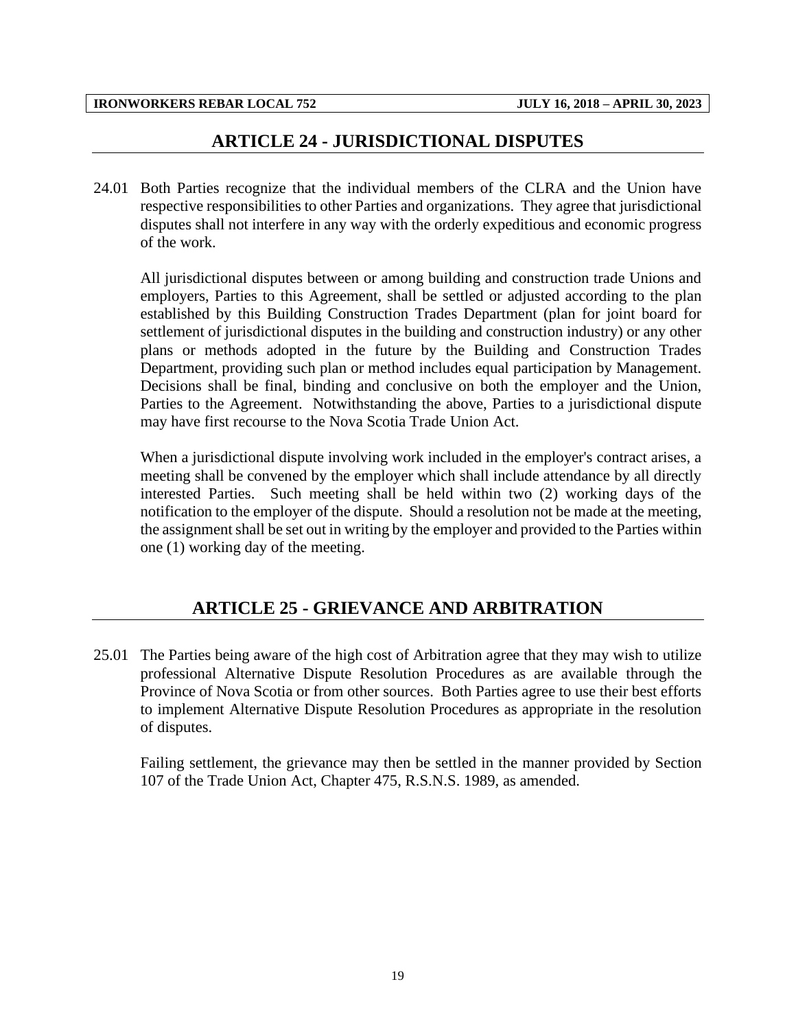## ARTICLE 24 - JURISDICTIONAL DISPUTES

24.01 Both Parties recognize that the individual members of the CLRA and the Union have respective responsibilities to other Parties and organizations. They agree that jurisdictional disputes shall not interfere in any way with the orderly expeditious and economic progress of the work.

All jurisdictional disputes between or among building and construction trade Unions and employers, Parties to this Agreement, shall be settled or adjusted according to the plan established by this Building Construction Trades Department (plan for joint board for settlement of jurisdictional disputes in the building and construction industry) or any other plans or methods adopted in the future by the Building and Construction Trades Department, providing such plan or method includes equal participation by Management. Decisions shall be final, binding and conclusive on both the employer and the Union, Parties to the Agreement. Notwithstanding the above, Parties to a jurisdictional dispute may have first recourse to the Nova Scotia Trade Union Act.

When a jurisdictional dispute involving work included in the employer's contract arises, a meeting shall be convened by the employer which shall include attendance by all directly interested Parties. Such meeting shall be held within two (2) working days of the notification to the employer of the dispute. Should a resolution not be made at the meeting, the assignment shall be set out in writing by the employer and provided to the Parties within one (1) working day of the meeting.

## ARTICLE 25 - GRIEVANCE AND ARBITRATION

25.01 The Parties being aware of the high cost of Arbitration agree that they may wish to utilize professional Alternative Dispute Resolution Procedures as are available through the Province of Nova Scotia or from other sources. Both Parties agree to use their best efforts to implement Alternative Dispute Resolution Procedures as appropriate in the resolution of disputes.

Failing settlement, the grievance may then be settled in the manner provided by Section 107 of the Trade Union Act, Chapter 475, R.S.N.S. 1989, as amended.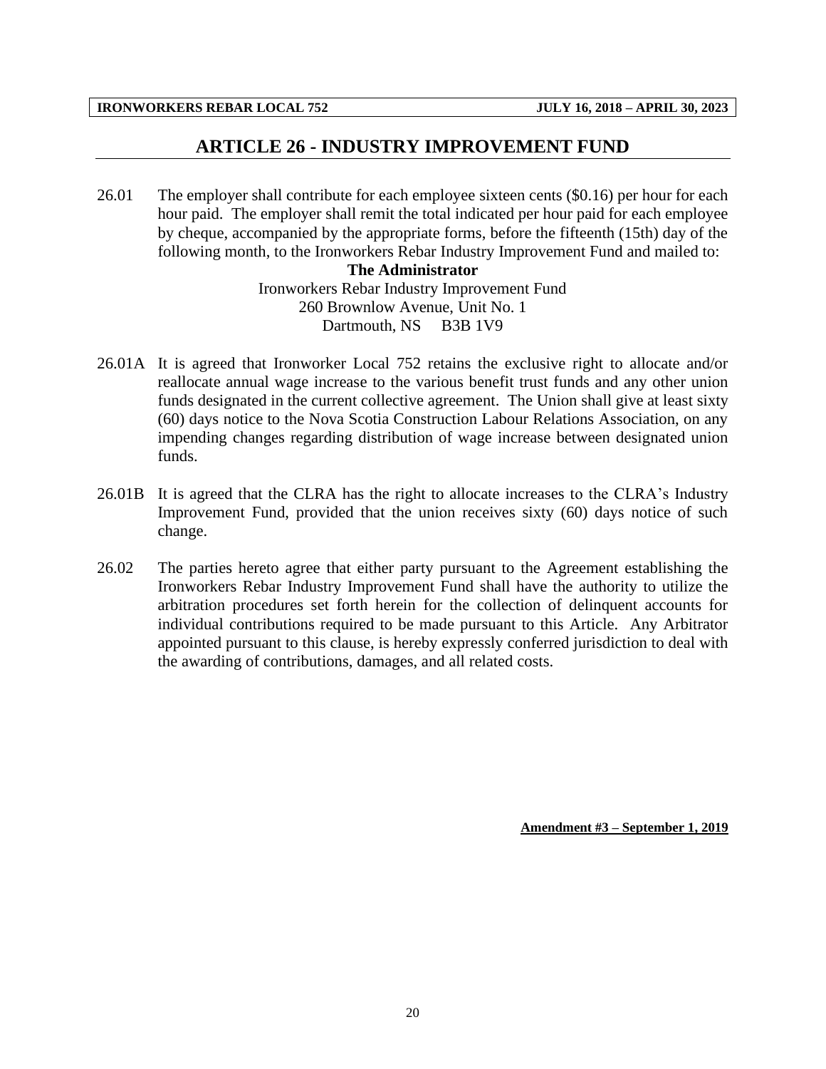# ARTICLE 26 - INDUSTRY IMPROVEMENT FUND

26.01 The employer shall contribute for each employee sixteen cents ($0.16) per hour for each hour paid. The employer shall remit the total indicated per hour paid for each employee by cheque, accompanied by the appropriate forms, before the fifteenth (15th) day of the following month, to the Ironworkers Rebar Industry Improvement Fund and mailed to:

**The Administrator**
Ironworkers Rebar Industry Improvement Fund
260 Brownlow Avenue, Unit No. 1
Dartmouth, NS B3B 1V9

26.01A It is agreed that Ironworker Local 752 retains the exclusive right to allocate and/or reallocate annual wage increase to the various benefit trust funds and any other union funds designated in the current collective agreement. The Union shall give at least sixty (60) days notice to the Nova Scotia Construction Labour Relations Association, on any impending changes regarding distribution of wage increase between designated union funds.

26.01B It is agreed that the CLRA has the right to allocate increases to the CLRA's Industry Improvement Fund, provided that the union receives sixty (60) days notice of such change.

26.02 The parties hereto agree that either party pursuant to the Agreement establishing the Ironworkers Rebar Industry Improvement Fund shall have the authority to utilize the arbitration procedures set forth herein for the collection of delinquent accounts for individual contributions required to be made pursuant to this Article. Any Arbitrator appointed pursuant to this clause, is hereby expressly conferred jurisdiction to deal with the awarding of contributions, damages, and all related costs.

**Amendment #3 – September 1, 2019**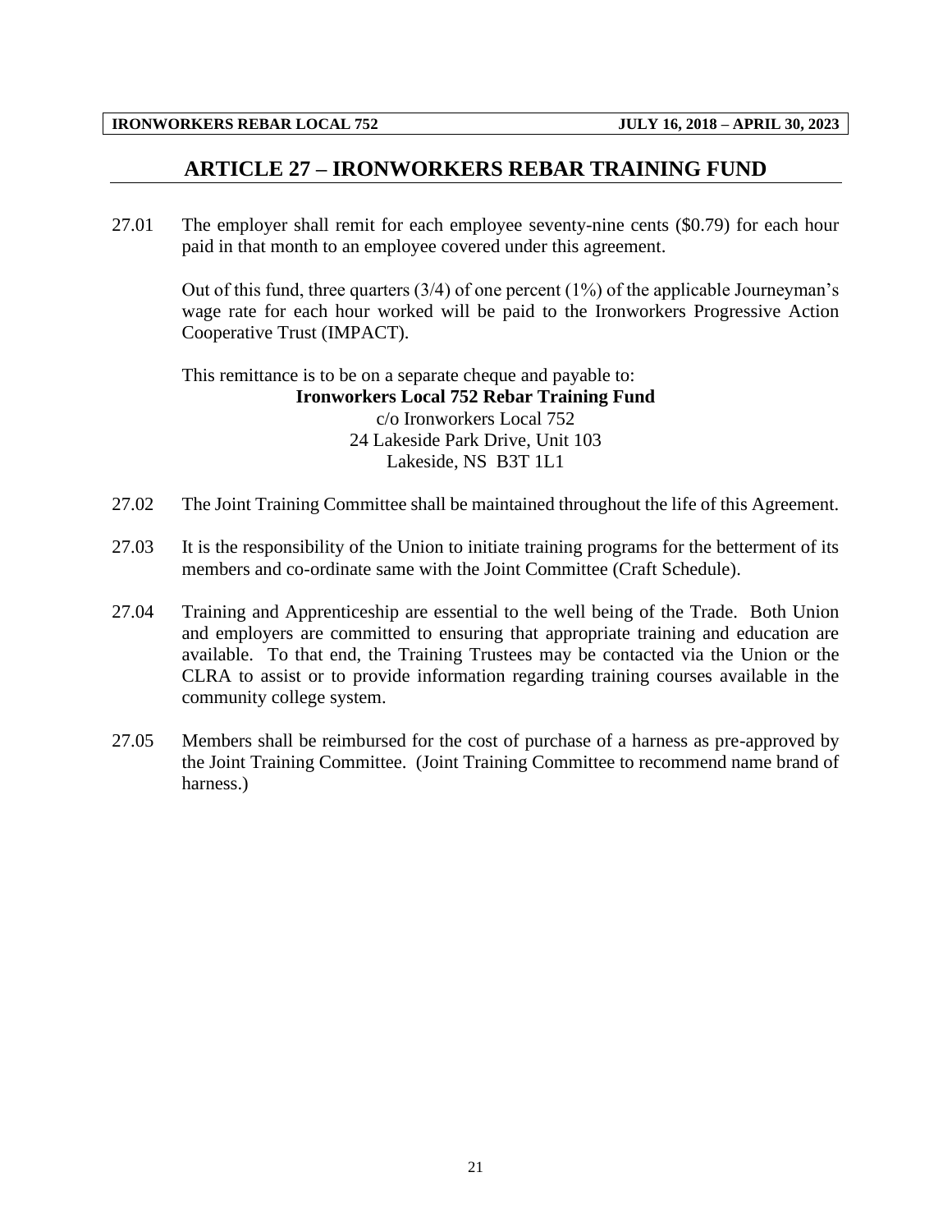## ARTICLE 27 – IRONWORKERS REBAR TRAINING FUND

27.01 The employer shall remit for each employee seventy-nine cents ($0.79) for each hour paid in that month to an employee covered under this agreement.

Out of this fund, three quarters (3/4) of one percent (1%) of the applicable Journeyman's wage rate for each hour worked will be paid to the Ironworkers Progressive Action Cooperative Trust (IMPACT).

This remittance is to be on a separate cheque and payable to:

**Ironworkers Local 752 Rebar Training Fund**
c/o Ironworkers Local 752
24 Lakeside Park Drive, Unit 103
Lakeside, NS B3T 1L1

27.02 The Joint Training Committee shall be maintained throughout the life of this Agreement.

27.03 It is the responsibility of the Union to initiate training programs for the betterment of its members and co-ordinate same with the Joint Committee (Craft Schedule).

27.04 Training and Apprenticeship are essential to the well being of the Trade. Both Union and employers are committed to ensuring that appropriate training and education are available. To that end, the Training Trustees may be contacted via the Union or the CLRA to assist or to provide information regarding training courses available in the community college system.

27.05 Members shall be reimbursed for the cost of purchase of a harness as pre-approved by the Joint Training Committee. (Joint Training Committee to recommend name brand of harness.)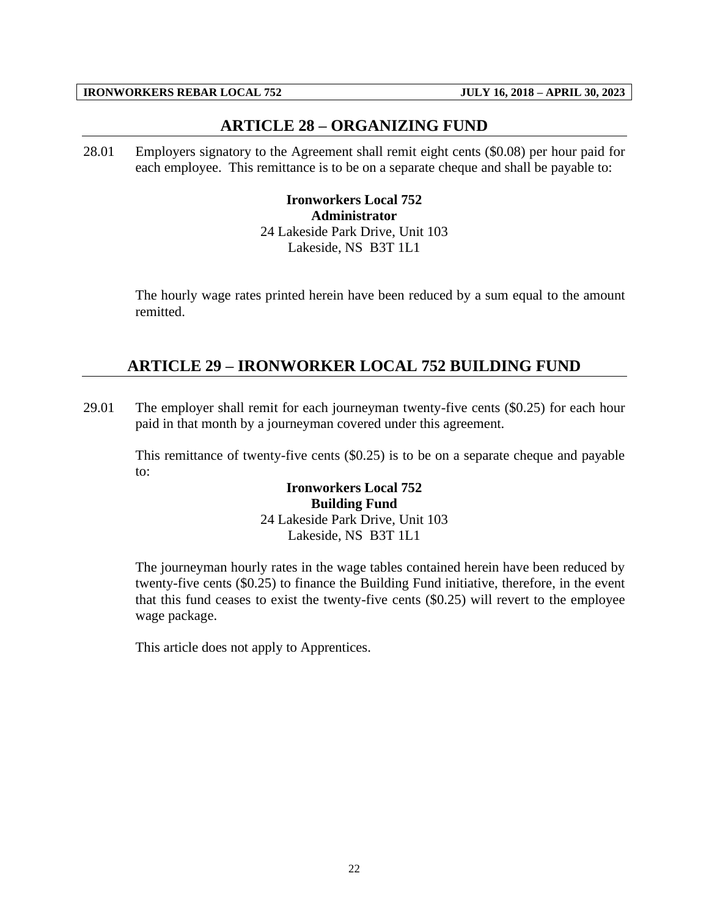## ARTICLE 28 – ORGANIZING FUND

28.01 Employers signatory to the Agreement shall remit eight cents ($0.08) per hour paid for each employee. This remittance is to be on a separate cheque and shall be payable to:

**Ironworkers Local 752**
**Administrator**
24 Lakeside Park Drive, Unit 103
Lakeside, NS B3T 1L1

The hourly wage rates printed herein have been reduced by a sum equal to the amount remitted.

## ARTICLE 29 – IRONWORKER LOCAL 752 BUILDING FUND

29.01 The employer shall remit for each journeyman twenty-five cents ($0.25) for each hour paid in that month by a journeyman covered under this agreement.

This remittance of twenty-five cents ($0.25) is to be on a separate cheque and payable to:

**Ironworkers Local 752**
**Building Fund**
24 Lakeside Park Drive, Unit 103
Lakeside, NS B3T 1L1

The journeyman hourly rates in the wage tables contained herein have been reduced by twenty-five cents ($0.25) to finance the Building Fund initiative, therefore, in the event that this fund ceases to exist the twenty-five cents ($0.25) will revert to the employee wage package.

This article does not apply to Apprentices.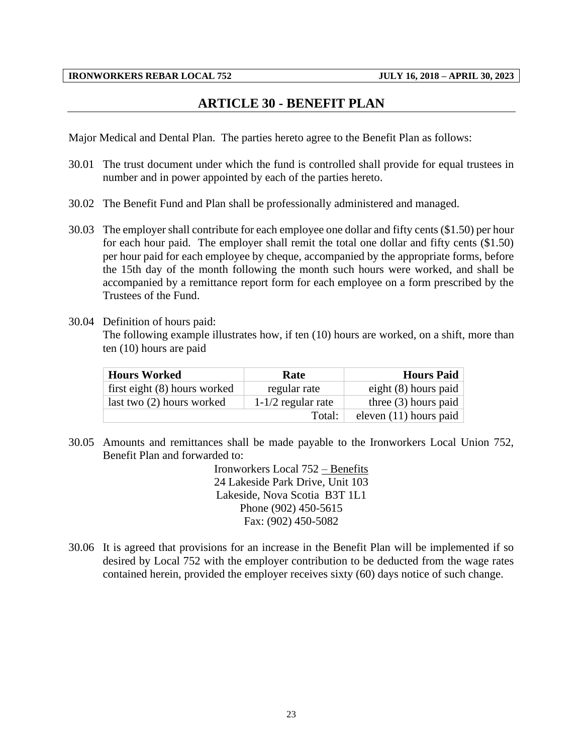# ARTICLE 30 - BENEFIT PLAN

Major Medical and Dental Plan. The parties hereto agree to the Benefit Plan as follows:

30.01 The trust document under which the fund is controlled shall provide for equal trustees in number and in power appointed by each of the parties hereto.

30.02 The Benefit Fund and Plan shall be professionally administered and managed.

30.03 The employer shall contribute for each employee one dollar and fifty cents ($1.50) per hour for each hour paid. The employer shall remit the total one dollar and fifty cents ($1.50) per hour paid for each employee by cheque, accompanied by the appropriate forms, before the 15th day of the month following the month such hours were worked, and shall be accompanied by a remittance report form for each employee on a form prescribed by the Trustees of the Fund.

30.04 Definition of hours paid:
The following example illustrates how, if ten (10) hours are worked, on a shift, more than ten (10) hours are paid

| Hours Worked | Rate | Hours Paid |
|---|---|---|
| first eight (8) hours worked | regular rate | eight (8) hours paid |
| last two (2) hours worked | 1-1/2 regular rate | three (3) hours paid |
| | Total: | eleven (11) hours paid |

30.05 Amounts and remittances shall be made payable to the Ironworkers Local Union 752, Benefit Plan and forwarded to:

Ironworkers Local 752 – Benefits
24 Lakeside Park Drive, Unit 103
Lakeside, Nova Scotia B3T 1L1
Phone (902) 450-5615
Fax: (902) 450-5082

30.06 It is agreed that provisions for an increase in the Benefit Plan will be implemented if so desired by Local 752 with the employer contribution to be deducted from the wage rates contained herein, provided the employer receives sixty (60) days notice of such change.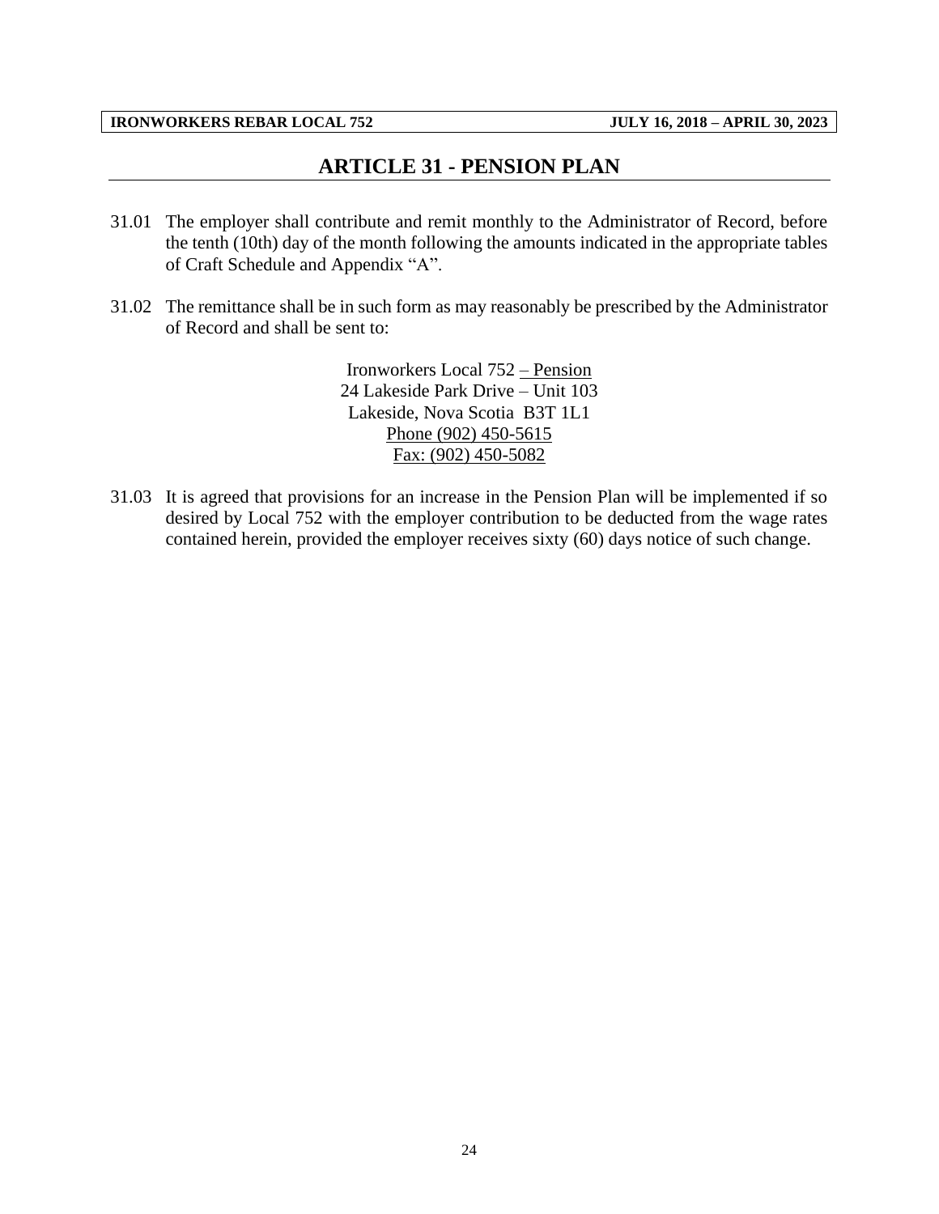## ARTICLE 31 - PENSION PLAN

31.01 The employer shall contribute and remit monthly to the Administrator of Record, before the tenth (10th) day of the month following the amounts indicated in the appropriate tables of Craft Schedule and Appendix "A".

31.02 The remittance shall be in such form as may reasonably be prescribed by the Administrator of Record and shall be sent to:

Ironworkers Local 752 – Pension
24 Lakeside Park Drive – Unit 103
Lakeside, Nova Scotia B3T 1L1
Phone (902) 450-5615
Fax: (902) 450-5082

31.03 It is agreed that provisions for an increase in the Pension Plan will be implemented if so desired by Local 752 with the employer contribution to be deducted from the wage rates contained herein, provided the employer receives sixty (60) days notice of such change.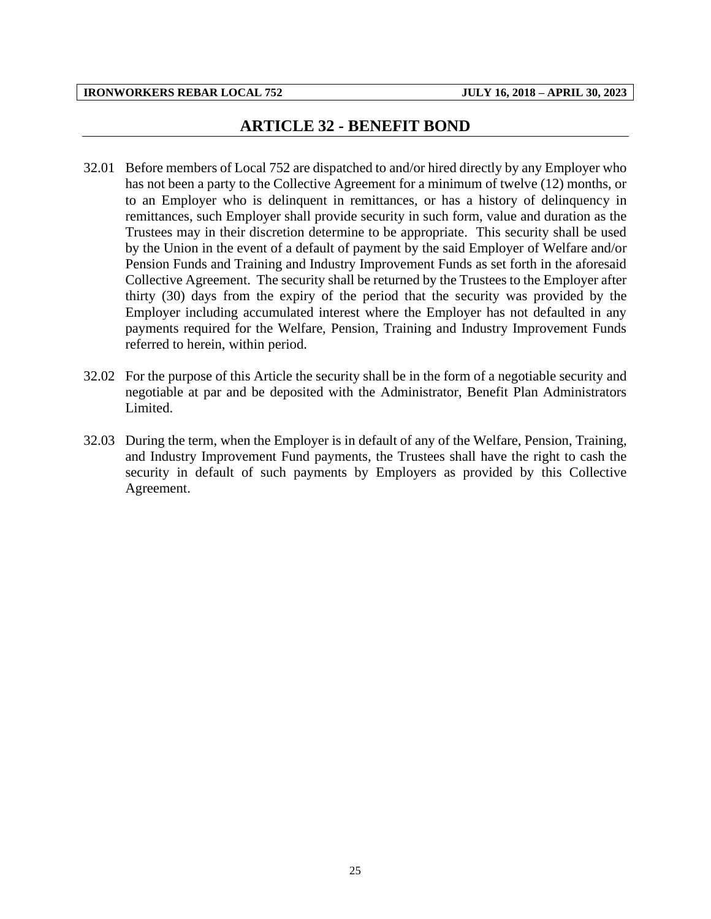# ARTICLE 32 - BENEFIT BOND

32.01 Before members of Local 752 are dispatched to and/or hired directly by any Employer who has not been a party to the Collective Agreement for a minimum of twelve (12) months, or to an Employer who is delinquent in remittances, or has a history of delinquency in remittances, such Employer shall provide security in such form, value and duration as the Trustees may in their discretion determine to be appropriate. This security shall be used by the Union in the event of a default of payment by the said Employer of Welfare and/or Pension Funds and Training and Industry Improvement Funds as set forth in the aforesaid Collective Agreement. The security shall be returned by the Trustees to the Employer after thirty (30) days from the expiry of the period that the security was provided by the Employer including accumulated interest where the Employer has not defaulted in any payments required for the Welfare, Pension, Training and Industry Improvement Funds referred to herein, within period.

32.02 For the purpose of this Article the security shall be in the form of a negotiable security and negotiable at par and be deposited with the Administrator, Benefit Plan Administrators Limited.

32.03 During the term, when the Employer is in default of any of the Welfare, Pension, Training, and Industry Improvement Fund payments, the Trustees shall have the right to cash the security in default of such payments by Employers as provided by this Collective Agreement.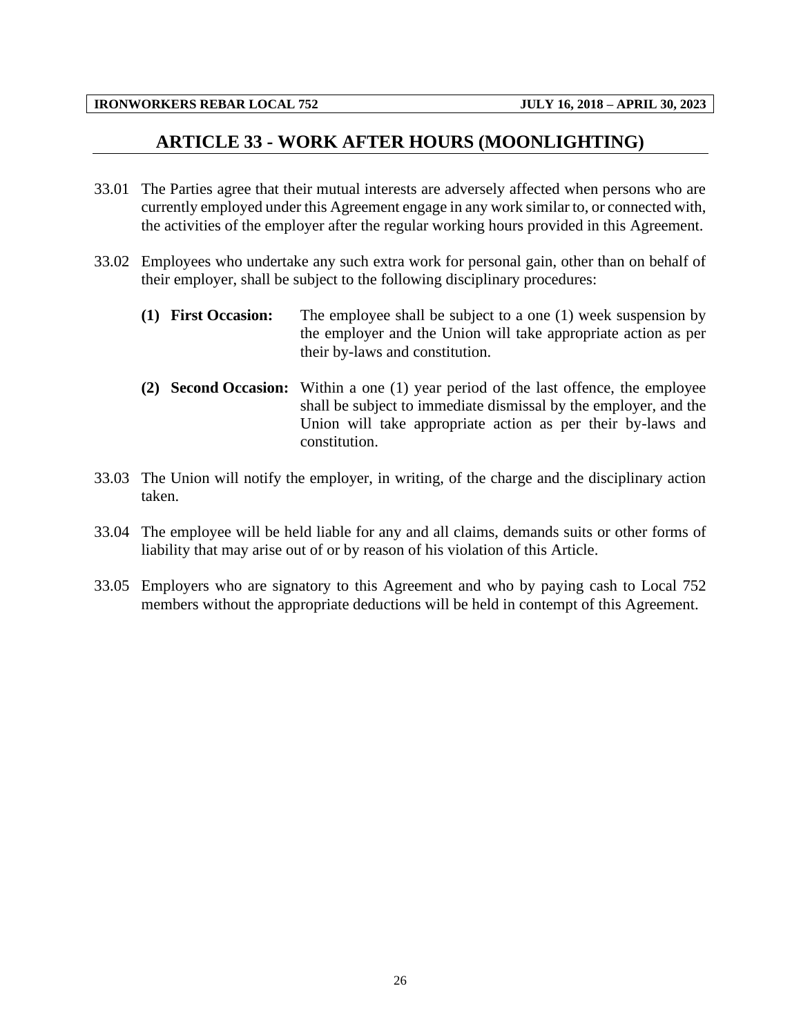# ARTICLE 33 - WORK AFTER HOURS (MOONLIGHTING)

33.01 The Parties agree that their mutual interests are adversely affected when persons who are currently employed under this Agreement engage in any work similar to, or connected with, the activities of the employer after the regular working hours provided in this Agreement.

33.02 Employees who undertake any such extra work for personal gain, other than on behalf of their employer, shall be subject to the following disciplinary procedures:

**(1) First Occasion:** The employee shall be subject to a one (1) week suspension by the employer and the Union will take appropriate action as per their by-laws and constitution.

**(2) Second Occasion:** Within a one (1) year period of the last offence, the employee shall be subject to immediate dismissal by the employer, and the Union will take appropriate action as per their by-laws and constitution.

33.03 The Union will notify the employer, in writing, of the charge and the disciplinary action taken.

33.04 The employee will be held liable for any and all claims, demands suits or other forms of liability that may arise out of or by reason of his violation of this Article.

33.05 Employers who are signatory to this Agreement and who by paying cash to Local 752 members without the appropriate deductions will be held in contempt of this Agreement.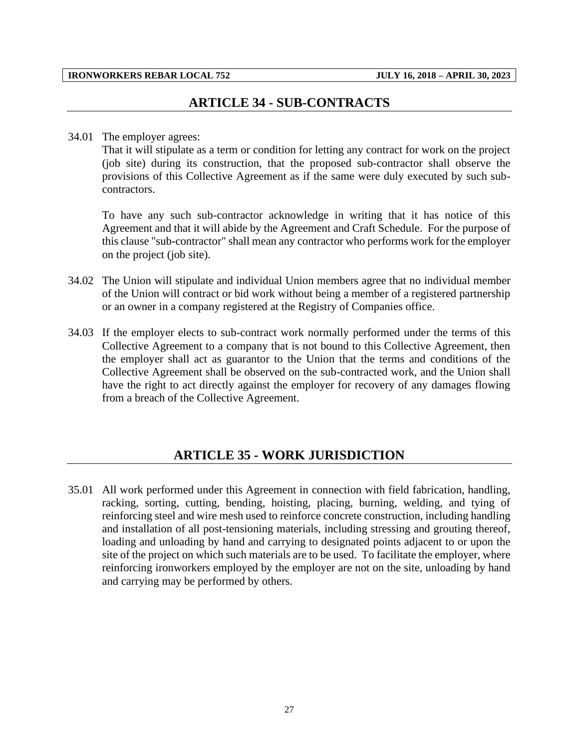## ARTICLE 34 - SUB-CONTRACTS

34.01 The employer agrees:

That it will stipulate as a term or condition for letting any contract for work on the project (job site) during its construction, that the proposed sub-contractor shall observe the provisions of this Collective Agreement as if the same were duly executed by such sub-contractors.

To have any such sub-contractor acknowledge in writing that it has notice of this Agreement and that it will abide by the Agreement and Craft Schedule. For the purpose of this clause "sub-contractor" shall mean any contractor who performs work for the employer on the project (job site).

34.02 The Union will stipulate and individual Union members agree that no individual member of the Union will contract or bid work without being a member of a registered partnership or an owner in a company registered at the Registry of Companies office.

34.03 If the employer elects to sub-contract work normally performed under the terms of this Collective Agreement to a company that is not bound to this Collective Agreement, then the employer shall act as guarantor to the Union that the terms and conditions of the Collective Agreement shall be observed on the sub-contracted work, and the Union shall have the right to act directly against the employer for recovery of any damages flowing from a breach of the Collective Agreement.

## ARTICLE 35 - WORK JURISDICTION

35.01 All work performed under this Agreement in connection with field fabrication, handling, racking, sorting, cutting, bending, hoisting, placing, burning, welding, and tying of reinforcing steel and wire mesh used to reinforce concrete construction, including handling and installation of all post-tensioning materials, including stressing and grouting thereof, loading and unloading by hand and carrying to designated points adjacent to or upon the site of the project on which such materials are to be used. To facilitate the employer, where reinforcing ironworkers employed by the employer are not on the site, unloading by hand and carrying may be performed by others.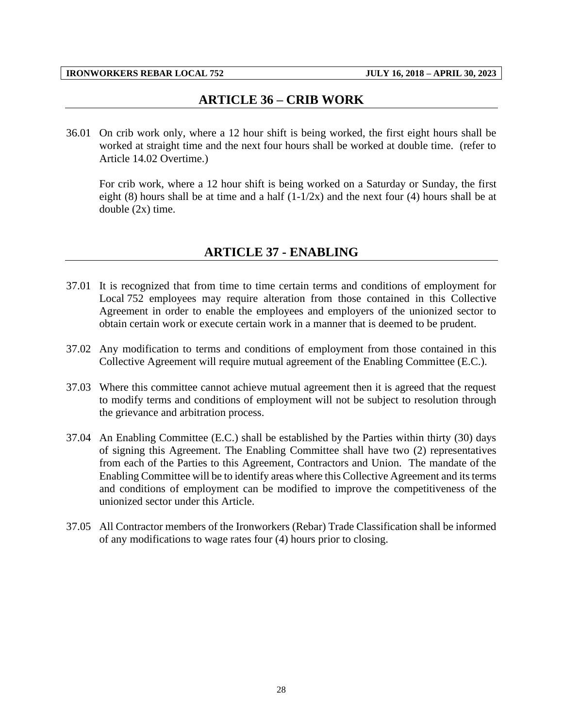## ARTICLE 36 – CRIB WORK

36.01 On crib work only, where a 12 hour shift is being worked, the first eight hours shall be worked at straight time and the next four hours shall be worked at double time. (refer to Article 14.02 Overtime.)

For crib work, where a 12 hour shift is being worked on a Saturday or Sunday, the first eight (8) hours shall be at time and a half (1-1/2x) and the next four (4) hours shall be at double (2x) time.

## ARTICLE 37 - ENABLING

37.01 It is recognized that from time to time certain terms and conditions of employment for Local 752 employees may require alteration from those contained in this Collective Agreement in order to enable the employees and employers of the unionized sector to obtain certain work or execute certain work in a manner that is deemed to be prudent.

37.02 Any modification to terms and conditions of employment from those contained in this Collective Agreement will require mutual agreement of the Enabling Committee (E.C.).

37.03 Where this committee cannot achieve mutual agreement then it is agreed that the request to modify terms and conditions of employment will not be subject to resolution through the grievance and arbitration process.

37.04 An Enabling Committee (E.C.) shall be established by the Parties within thirty (30) days of signing this Agreement. The Enabling Committee shall have two (2) representatives from each of the Parties to this Agreement, Contractors and Union. The mandate of the Enabling Committee will be to identify areas where this Collective Agreement and its terms and conditions of employment can be modified to improve the competitiveness of the unionized sector under this Article.

37.05 All Contractor members of the Ironworkers (Rebar) Trade Classification shall be informed of any modifications to wage rates four (4) hours prior to closing.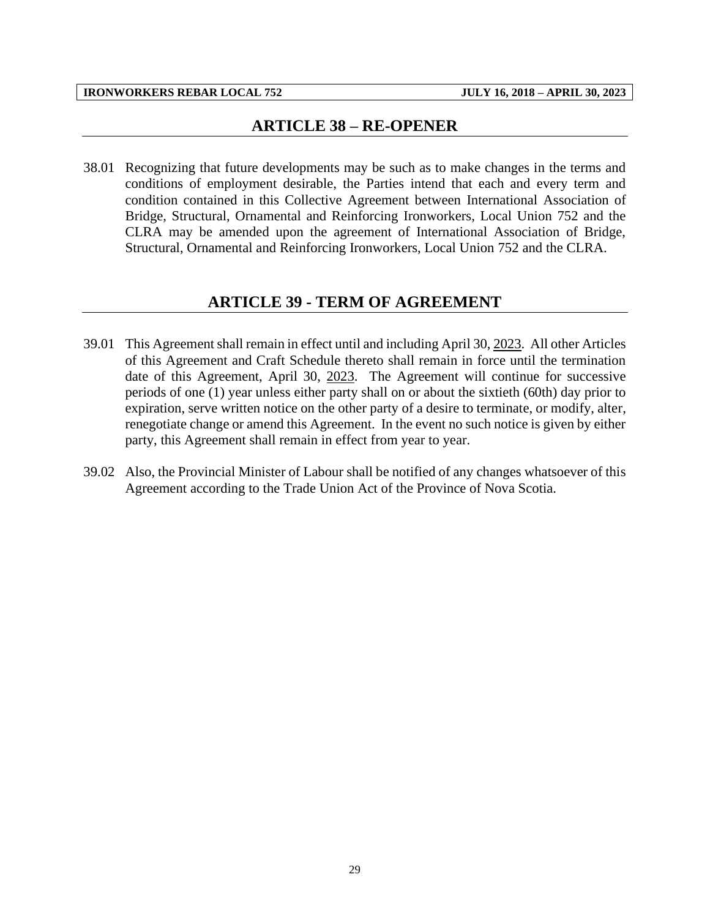## ARTICLE 38 – RE-OPENER

38.01 Recognizing that future developments may be such as to make changes in the terms and conditions of employment desirable, the Parties intend that each and every term and condition contained in this Collective Agreement between International Association of Bridge, Structural, Ornamental and Reinforcing Ironworkers, Local Union 752 and the CLRA may be amended upon the agreement of International Association of Bridge, Structural, Ornamental and Reinforcing Ironworkers, Local Union 752 and the CLRA.

## ARTICLE 39 - TERM OF AGREEMENT

39.01 This Agreement shall remain in effect until and including April 30, 2023. All other Articles of this Agreement and Craft Schedule thereto shall remain in force until the termination date of this Agreement, April 30, 2023. The Agreement will continue for successive periods of one (1) year unless either party shall on or about the sixtieth (60th) day prior to expiration, serve written notice on the other party of a desire to terminate, or modify, alter, renegotiate change or amend this Agreement. In the event no such notice is given by either party, this Agreement shall remain in effect from year to year.

39.02 Also, the Provincial Minister of Labour shall be notified of any changes whatsoever of this Agreement according to the Trade Union Act of the Province of Nova Scotia.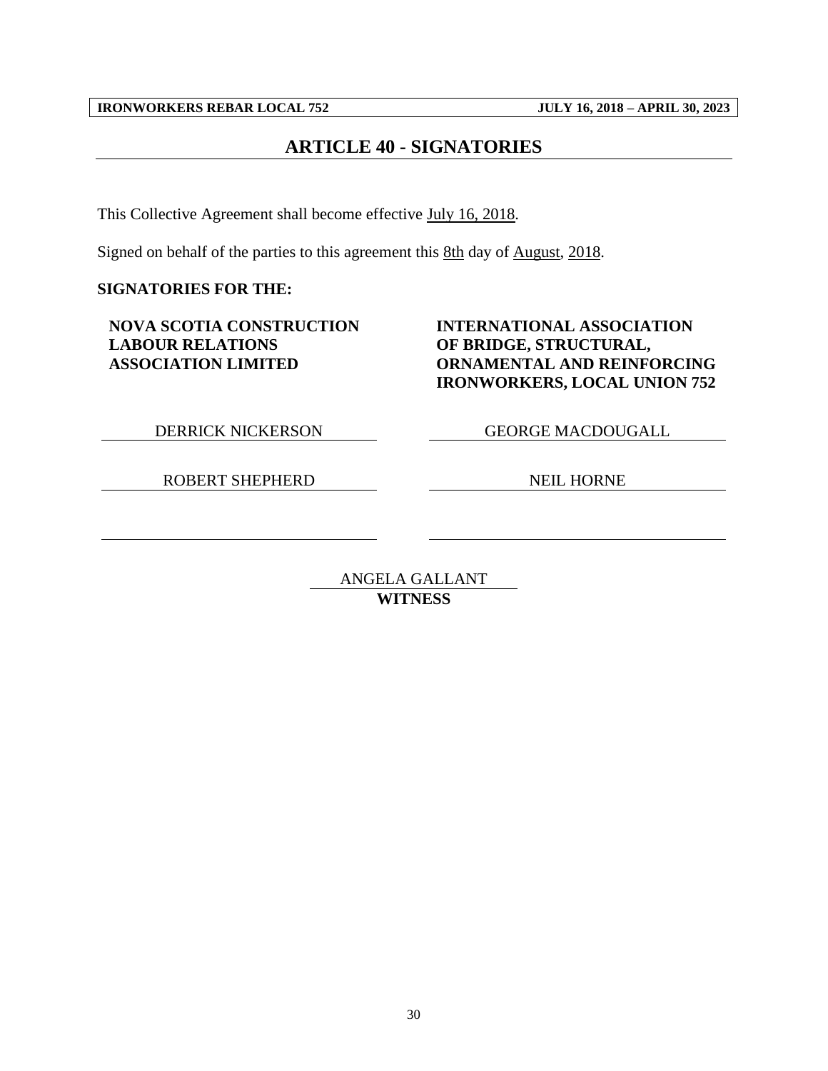# ARTICLE 40 - SIGNATORIES

This Collective Agreement shall become effective July 16, 2018.

Signed on behalf of the parties to this agreement this 8th day of August, 2018.

**SIGNATORIES FOR THE:**

| **NOVA SCOTIA CONSTRUCTION LABOUR RELATIONS ASSOCIATION LIMITED** | **INTERNATIONAL ASSOCIATION OF BRIDGE, STRUCTURAL, ORNAMENTAL AND REINFORCING IRONWORKERS, LOCAL UNION 752** |
|---|---|
| DERRICK NICKERSON | GEORGE MACDOUGALL |
| ROBERT SHEPHERD | NEIL HORNE |
| | |

ANGELA GALLANT
**WITNESS**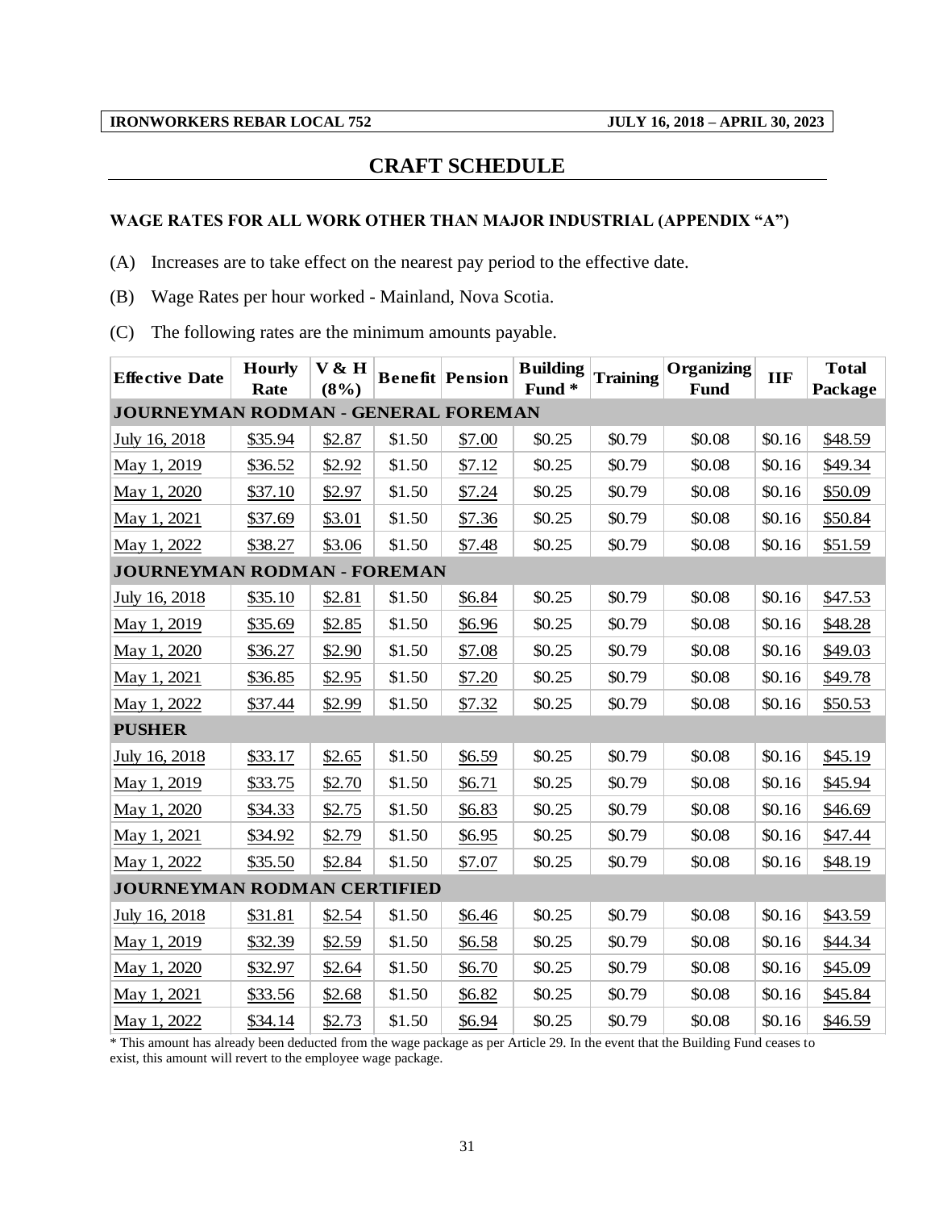**IRONWORKERS REBAR LOCAL 752** **JULY 16, 2018 – APRIL 30, 2023**

# CRAFT SCHEDULE

### WAGE RATES FOR ALL WORK OTHER THAN MAJOR INDUSTRIAL (APPENDIX "A")

(A) Increases are to take effect on the nearest pay period to the effective date.

(B) Wage Rates per hour worked - Mainland, Nova Scotia.

(C) The following rates are the minimum amounts payable.

| Effective Date | Hourly Rate | V & H (8%) | Benefit | Pension | Building Fund * | Training | Organizing Fund | IIF | Total Package |
|---|---|---|---|---|---|---|---|---|---|
| **JOURNEYMAN RODMAN - GENERAL FOREMAN** | | | | | | | | | |
| July 16, 2018 | $35.94 | $2.87 | $1.50 | $7.00 | $0.25 | $0.79 | $0.08 | $0.16 | $48.59 |
| May 1, 2019 | $36.52 | $2.92 | $1.50 | $7.12 | $0.25 | $0.79 | $0.08 | $0.16 | $49.34 |
| May 1, 2020 | $37.10 | $2.97 | $1.50 | $7.24 | $0.25 | $0.79 | $0.08 | $0.16 | $50.09 |
| May 1, 2021 | $37.69 | $3.01 | $1.50 | $7.36 | $0.25 | $0.79 | $0.08 | $0.16 | $50.84 |
| May 1, 2022 | $38.27 | $3.06 | $1.50 | $7.48 | $0.25 | $0.79 | $0.08 | $0.16 | $51.59 |
| **JOURNEYMAN RODMAN - FOREMAN** | | | | | | | | | |
| July 16, 2018 | $35.10 | $2.81 | $1.50 | $6.84 | $0.25 | $0.79 | $0.08 | $0.16 | $47.53 |
| May 1, 2019 | $35.69 | $2.85 | $1.50 | $6.96 | $0.25 | $0.79 | $0.08 | $0.16 | $48.28 |
| May 1, 2020 | $36.27 | $2.90 | $1.50 | $7.08 | $0.25 | $0.79 | $0.08 | $0.16 | $49.03 |
| May 1, 2021 | $36.85 | $2.95 | $1.50 | $7.20 | $0.25 | $0.79 | $0.08 | $0.16 | $49.78 |
| May 1, 2022 | $37.44 | $2.99 | $1.50 | $7.32 | $0.25 | $0.79 | $0.08 | $0.16 | $50.53 |
| **PUSHER** | | | | | | | | | |
| July 16, 2018 | $33.17 | $2.65 | $1.50 | $6.59 | $0.25 | $0.79 | $0.08 | $0.16 | $45.19 |
| May 1, 2019 | $33.75 | $2.70 | $1.50 | $6.71 | $0.25 | $0.79 | $0.08 | $0.16 | $45.94 |
| May 1, 2020 | $34.33 | $2.75 | $1.50 | $6.83 | $0.25 | $0.79 | $0.08 | $0.16 | $46.69 |
| May 1, 2021 | $34.92 | $2.79 | $1.50 | $6.95 | $0.25 | $0.79 | $0.08 | $0.16 | $47.44 |
| May 1, 2022 | $35.50 | $2.84 | $1.50 | $7.07 | $0.25 | $0.79 | $0.08 | $0.16 | $48.19 |
| **JOURNEYMAN RODMAN CERTIFIED** | | | | | | | | | |
| July 16, 2018 | $31.81 | $2.54 | $1.50 | $6.46 | $0.25 | $0.79 | $0.08 | $0.16 | $43.59 |
| May 1, 2019 | $32.39 | $2.59 | $1.50 | $6.58 | $0.25 | $0.79 | $0.08 | $0.16 | $44.34 |
| May 1, 2020 | $32.97 | $2.64 | $1.50 | $6.70 | $0.25 | $0.79 | $0.08 | $0.16 | $45.09 |
| May 1, 2021 | $33.56 | $2.68 | $1.50 | $6.82 | $0.25 | $0.79 | $0.08 | $0.16 | $45.84 |
| May 1, 2022 | $34.14 | $2.73 | $1.50 | $6.94 | $0.25 | $0.79 | $0.08 | $0.16 | $46.59 |

* This amount has already been deducted from the wage package as per Article 29. In the event that the Building Fund ceases to exist, this amount will revert to the employee wage package.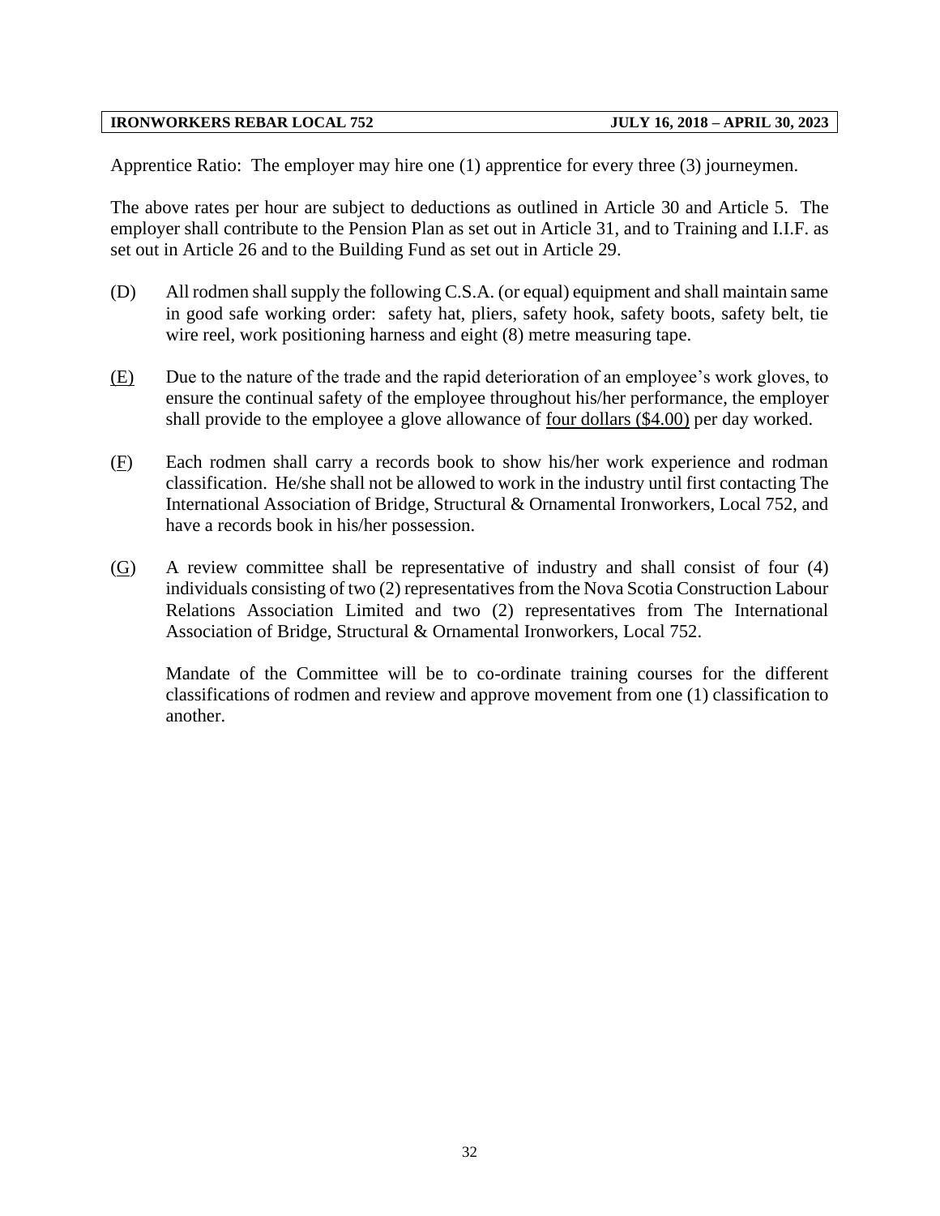Apprentice Ratio: The employer may hire one (1) apprentice for every three (3) journeymen.

The above rates per hour are subject to deductions as outlined in Article 30 and Article 5. The employer shall contribute to the Pension Plan as set out in Article 31, and to Training and I.I.F. as set out in Article 26 and to the Building Fund as set out in Article 29.

(D) All rodmen shall supply the following C.S.A. (or equal) equipment and shall maintain same in good safe working order: safety hat, pliers, safety hook, safety boots, safety belt, tie wire reel, work positioning harness and eight (8) metre measuring tape.

(E) Due to the nature of the trade and the rapid deterioration of an employee's work gloves, to ensure the continual safety of the employee throughout his/her performance, the employer shall provide to the employee a glove allowance of four dollars ($4.00) per day worked.

(F) Each rodmen shall carry a records book to show his/her work experience and rodman classification. He/she shall not be allowed to work in the industry until first contacting The International Association of Bridge, Structural & Ornamental Ironworkers, Local 752, and have a records book in his/her possession.

(G) A review committee shall be representative of industry and shall consist of four (4) individuals consisting of two (2) representatives from the Nova Scotia Construction Labour Relations Association Limited and two (2) representatives from The International Association of Bridge, Structural & Ornamental Ironworkers, Local 752.

Mandate of the Committee will be to co-ordinate training courses for the different classifications of rodmen and review and approve movement from one (1) classification to another.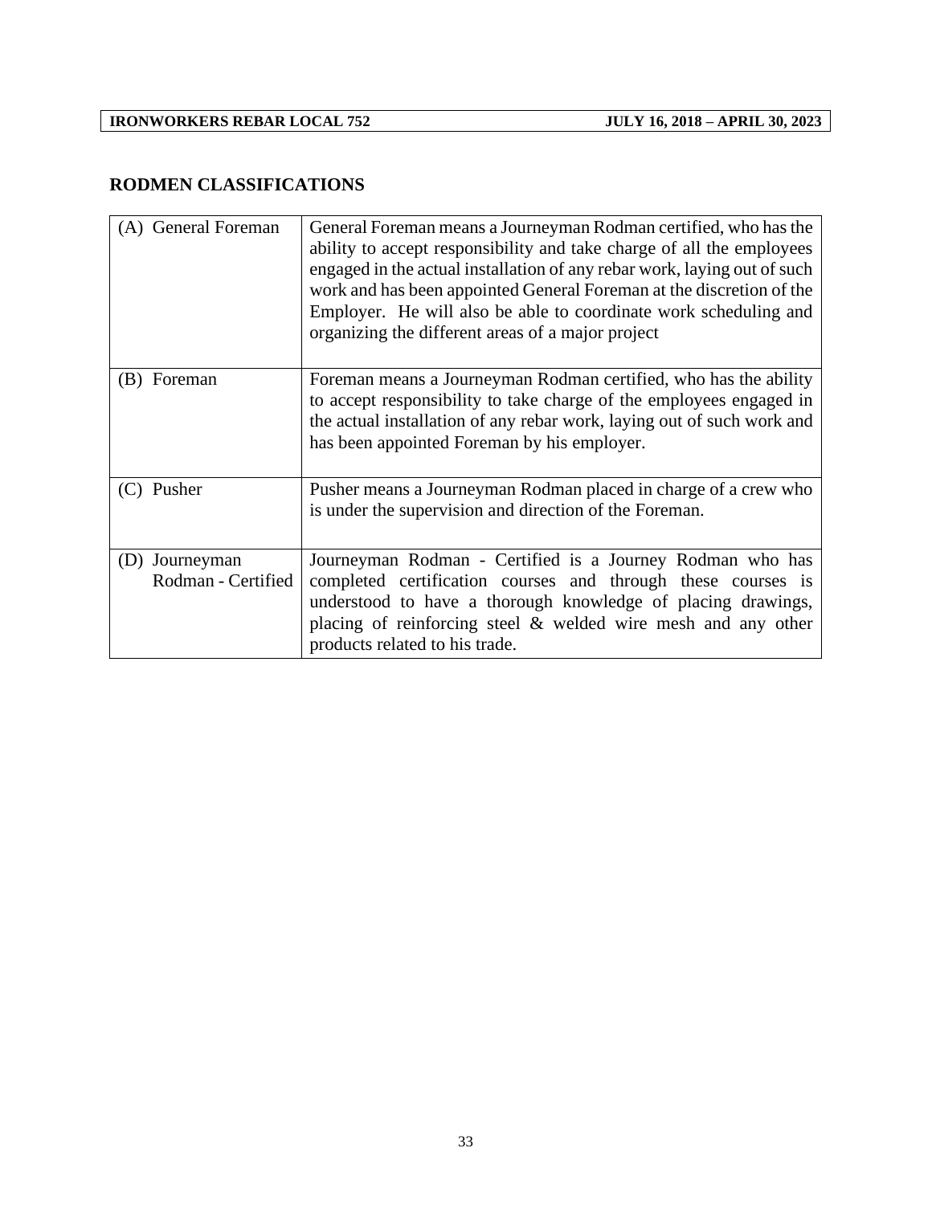## RODMEN CLASSIFICATIONS

| | |
|---|---|
| (A) General Foreman | General Foreman means a Journeyman Rodman certified, who has the ability to accept responsibility and take charge of all the employees engaged in the actual installation of any rebar work, laying out of such work and has been appointed General Foreman at the discretion of the Employer. He will also be able to coordinate work scheduling and organizing the different areas of a major project |
| (B) Foreman | Foreman means a Journeyman Rodman certified, who has the ability to accept responsibility to take charge of the employees engaged in the actual installation of any rebar work, laying out of such work and has been appointed Foreman by his employer. |
| (C) Pusher | Pusher means a Journeyman Rodman placed in charge of a crew who is under the supervision and direction of the Foreman. |
| (D) Journeyman Rodman - Certified | Journeyman Rodman - Certified is a Journey Rodman who has completed certification courses and through these courses is understood to have a thorough knowledge of placing drawings, placing of reinforcing steel & welded wire mesh and any other products related to his trade. |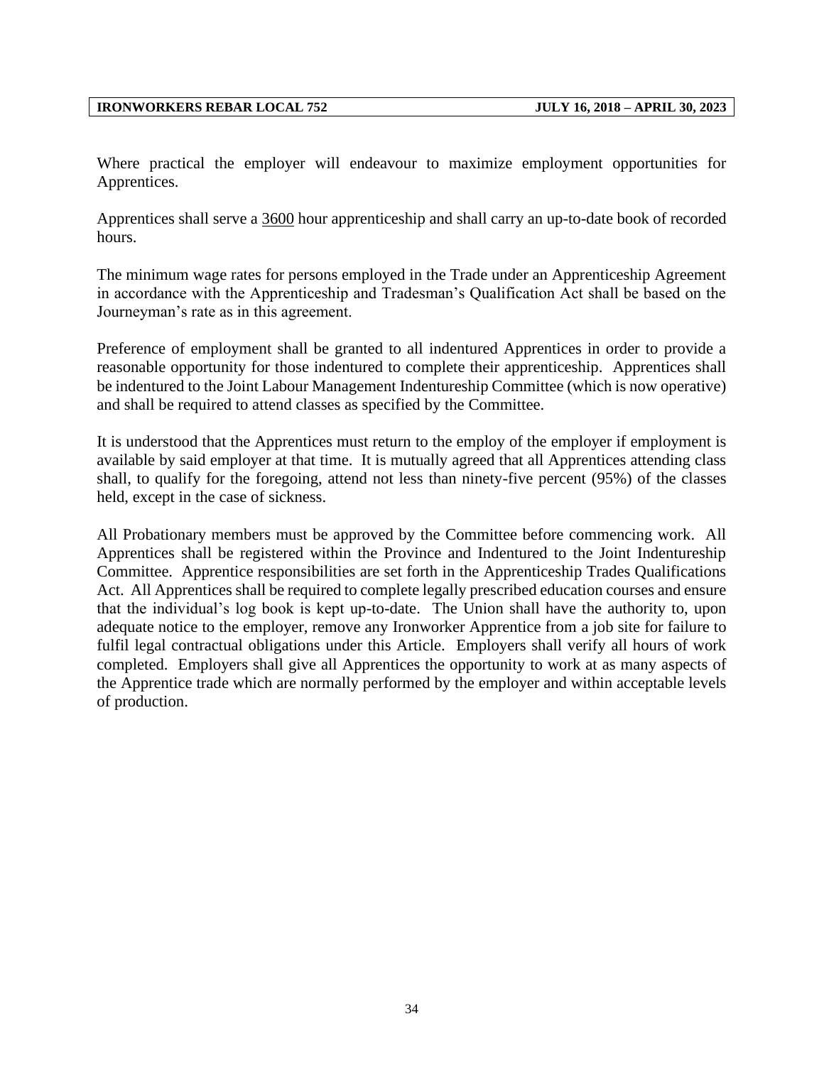Where practical the employer will endeavour to maximize employment opportunities for Apprentices.

Apprentices shall serve a <u>3600</u> hour apprenticeship and shall carry an up-to-date book of recorded hours.

The minimum wage rates for persons employed in the Trade under an Apprenticeship Agreement in accordance with the Apprenticeship and Tradesman's Qualification Act shall be based on the Journeyman's rate as in this agreement.

Preference of employment shall be granted to all indentured Apprentices in order to provide a reasonable opportunity for those indentured to complete their apprenticeship. Apprentices shall be indentured to the Joint Labour Management Indentureship Committee (which is now operative) and shall be required to attend classes as specified by the Committee.

It is understood that the Apprentices must return to the employ of the employer if employment is available by said employer at that time. It is mutually agreed that all Apprentices attending class shall, to qualify for the foregoing, attend not less than ninety-five percent (95%) of the classes held, except in the case of sickness.

All Probationary members must be approved by the Committee before commencing work. All Apprentices shall be registered within the Province and Indentured to the Joint Indentureship Committee. Apprentice responsibilities are set forth in the Apprenticeship Trades Qualifications Act. All Apprentices shall be required to complete legally prescribed education courses and ensure that the individual's log book is kept up-to-date. The Union shall have the authority to, upon adequate notice to the employer, remove any Ironworker Apprentice from a job site for failure to fulfil legal contractual obligations under this Article. Employers shall verify all hours of work completed. Employers shall give all Apprentices the opportunity to work at as many aspects of the Apprentice trade which are normally performed by the employer and within acceptable levels of production.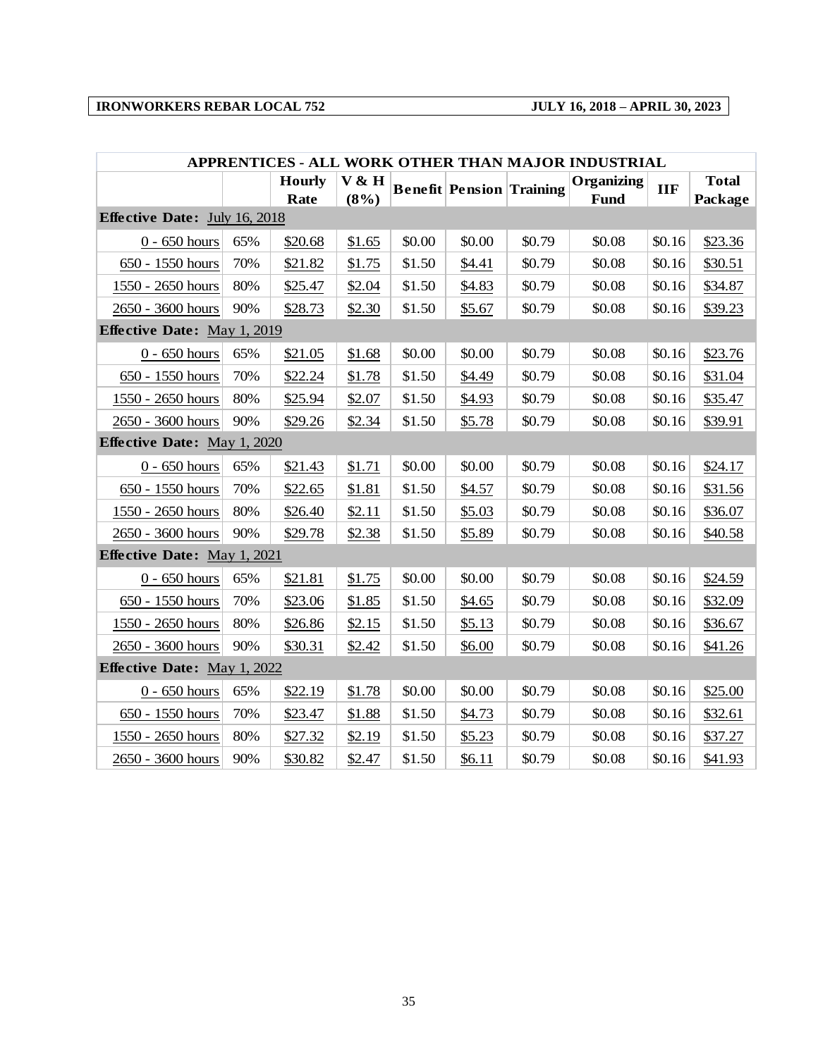| IRONWORKERS REBAR LOCAL 752 | JULY 16, 2018 – APRIL 30, 2023 |
|---|---|

| APPRENTICES - ALL WORK OTHER THAN MAJOR INDUSTRIAL | | | | | | | | | |
|---|---|---|---|---|---|---|---|---|---|
| | | Hourly Rate | V & H (8%) | Benefit | Pension | Training | Organizing Fund | IIF | Total Package |
| **Effective Date:** July 16, 2018 | | | | | | | | | |
| 0 - 650 hours | 65% | $20.68 | $1.65 | $0.00 | $0.00 | $0.79 | $0.08 | $0.16 | $23.36 |
| 650 - 1550 hours | 70% | $21.82 | $1.75 | $1.50 | $4.41 | $0.79 | $0.08 | $0.16 | $30.51 |
| 1550 - 2650 hours | 80% | $25.47 | $2.04 | $1.50 | $4.83 | $0.79 | $0.08 | $0.16 | $34.87 |
| 2650 - 3600 hours | 90% | $28.73 | $2.30 | $1.50 | $5.67 | $0.79 | $0.08 | $0.16 | $39.23 |
| **Effective Date:** May 1, 2019 | | | | | | | | | |
| 0 - 650 hours | 65% | $21.05 | $1.68 | $0.00 | $0.00 | $0.79 | $0.08 | $0.16 | $23.76 |
| 650 - 1550 hours | 70% | $22.24 | $1.78 | $1.50 | $4.49 | $0.79 | $0.08 | $0.16 | $31.04 |
| 1550 - 2650 hours | 80% | $25.94 | $2.07 | $1.50 | $4.93 | $0.79 | $0.08 | $0.16 | $35.47 |
| 2650 - 3600 hours | 90% | $29.26 | $2.34 | $1.50 | $5.78 | $0.79 | $0.08 | $0.16 | $39.91 |
| **Effective Date:** May 1, 2020 | | | | | | | | | |
| 0 - 650 hours | 65% | $21.43 | $1.71 | $0.00 | $0.00 | $0.79 | $0.08 | $0.16 | $24.17 |
| 650 - 1550 hours | 70% | $22.65 | $1.81 | $1.50 | $4.57 | $0.79 | $0.08 | $0.16 | $31.56 |
| 1550 - 2650 hours | 80% | $26.40 | $2.11 | $1.50 | $5.03 | $0.79 | $0.08 | $0.16 | $36.07 |
| 2650 - 3600 hours | 90% | $29.78 | $2.38 | $1.50 | $5.89 | $0.79 | $0.08 | $0.16 | $40.58 |
| **Effective Date:** May 1, 2021 | | | | | | | | | |
| 0 - 650 hours | 65% | $21.81 | $1.75 | $0.00 | $0.00 | $0.79 | $0.08 | $0.16 | $24.59 |
| 650 - 1550 hours | 70% | $23.06 | $1.85 | $1.50 | $4.65 | $0.79 | $0.08 | $0.16 | $32.09 |
| 1550 - 2650 hours | 80% | $26.86 | $2.15 | $1.50 | $5.13 | $0.79 | $0.08 | $0.16 | $36.67 |
| 2650 - 3600 hours | 90% | $30.31 | $2.42 | $1.50 | $6.00 | $0.79 | $0.08 | $0.16 | $41.26 |
| **Effective Date:** May 1, 2022 | | | | | | | | | |
| 0 - 650 hours | 65% | $22.19 | $1.78 | $0.00 | $0.00 | $0.79 | $0.08 | $0.16 | $25.00 |
| 650 - 1550 hours | 70% | $23.47 | $1.88 | $1.50 | $4.73 | $0.79 | $0.08 | $0.16 | $32.61 |
| 1550 - 2650 hours | 80% | $27.32 | $2.19 | $1.50 | $5.23 | $0.79 | $0.08 | $0.16 | $37.27 |
| 2650 - 3600 hours | 90% | $30.82 | $2.47 | $1.50 | $6.11 | $0.79 | $0.08 | $0.16 | $41.93 |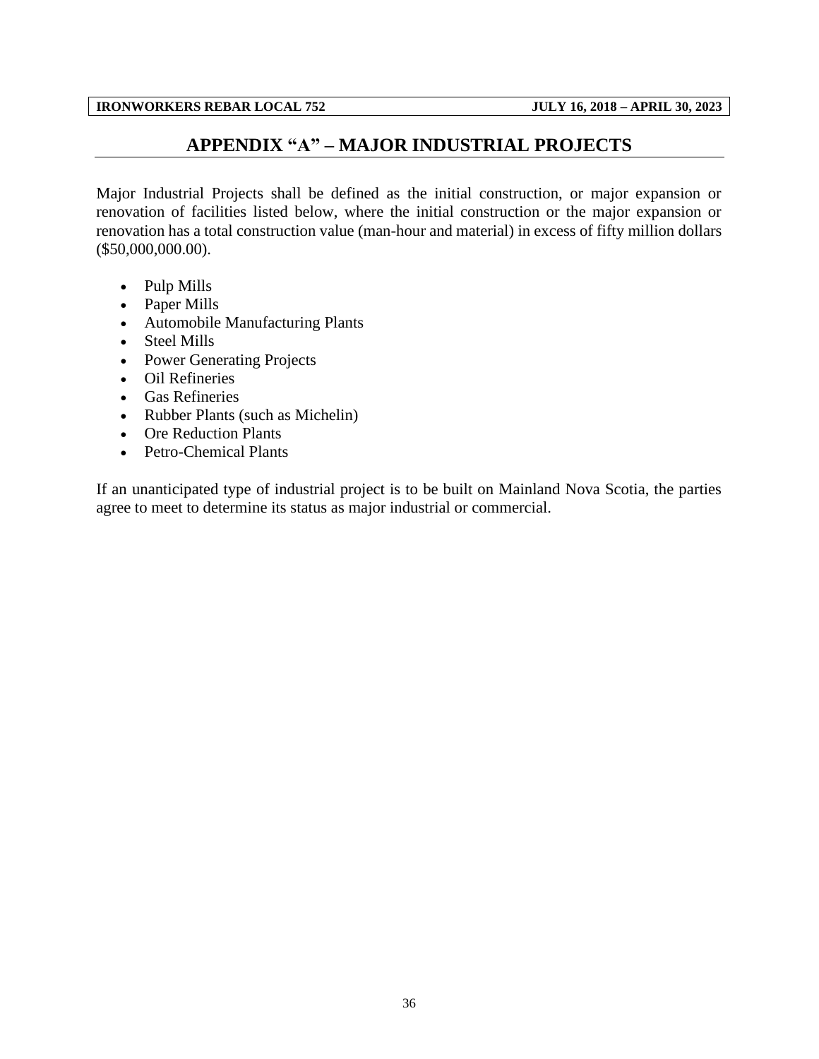# APPENDIX "A" – MAJOR INDUSTRIAL PROJECTS

Major Industrial Projects shall be defined as the initial construction, or major expansion or renovation of facilities listed below, where the initial construction or the major expansion or renovation has a total construction value (man-hour and material) in excess of fifty million dollars ($50,000,000.00).

- Pulp Mills
- Paper Mills
- Automobile Manufacturing Plants
- Steel Mills
- Power Generating Projects
- Oil Refineries
- Gas Refineries
- Rubber Plants (such as Michelin)
- Ore Reduction Plants
- Petro-Chemical Plants

If an unanticipated type of industrial project is to be built on Mainland Nova Scotia, the parties agree to meet to determine its status as major industrial or commercial.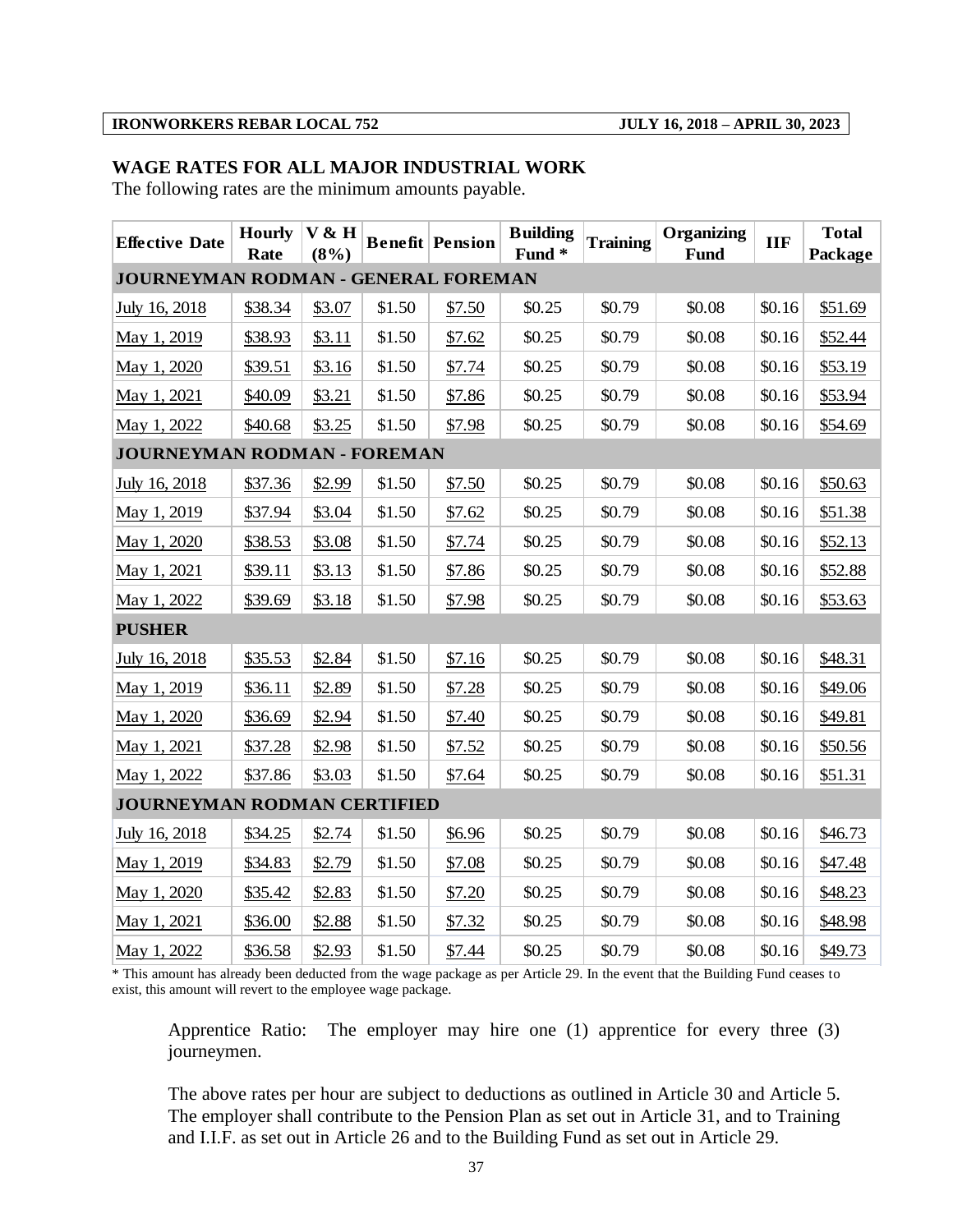## WAGE RATES FOR ALL MAJOR INDUSTRIAL WORK

The following rates are the minimum amounts payable.

| Effective Date | Hourly Rate | V & H (8%) | Benefit | Pension | Building Fund * | Training | Organizing Fund | IIF | Total Package |
|---|---|---|---|---|---|---|---|---|---|
| **JOURNEYMAN RODMAN - GENERAL FOREMAN** | | | | | | | | | |
| July 16, 2018 | $38.34 | $3.07 | $1.50 | $7.50 | $0.25 | $0.79 | $0.08 | $0.16 | $51.69 |
| May 1, 2019 | $38.93 | $3.11 | $1.50 | $7.62 | $0.25 | $0.79 | $0.08 | $0.16 | $52.44 |
| May 1, 2020 | $39.51 | $3.16 | $1.50 | $7.74 | $0.25 | $0.79 | $0.08 | $0.16 | $53.19 |
| May 1, 2021 | $40.09 | $3.21 | $1.50 | $7.86 | $0.25 | $0.79 | $0.08 | $0.16 | $53.94 |
| May 1, 2022 | $40.68 | $3.25 | $1.50 | $7.98 | $0.25 | $0.79 | $0.08 | $0.16 | $54.69 |
| **JOURNEYMAN RODMAN - FOREMAN** | | | | | | | | | |
| July 16, 2018 | $37.36 | $2.99 | $1.50 | $7.50 | $0.25 | $0.79 | $0.08 | $0.16 | $50.63 |
| May 1, 2019 | $37.94 | $3.04 | $1.50 | $7.62 | $0.25 | $0.79 | $0.08 | $0.16 | $51.38 |
| May 1, 2020 | $38.53 | $3.08 | $1.50 | $7.74 | $0.25 | $0.79 | $0.08 | $0.16 | $52.13 |
| May 1, 2021 | $39.11 | $3.13 | $1.50 | $7.86 | $0.25 | $0.79 | $0.08 | $0.16 | $52.88 |
| May 1, 2022 | $39.69 | $3.18 | $1.50 | $7.98 | $0.25 | $0.79 | $0.08 | $0.16 | $53.63 |
| **PUSHER** | | | | | | | | | |
| July 16, 2018 | $35.53 | $2.84 | $1.50 | $7.16 | $0.25 | $0.79 | $0.08 | $0.16 | $48.31 |
| May 1, 2019 | $36.11 | $2.89 | $1.50 | $7.28 | $0.25 | $0.79 | $0.08 | $0.16 | $49.06 |
| May 1, 2020 | $36.69 | $2.94 | $1.50 | $7.40 | $0.25 | $0.79 | $0.08 | $0.16 | $49.81 |
| May 1, 2021 | $37.28 | $2.98 | $1.50 | $7.52 | $0.25 | $0.79 | $0.08 | $0.16 | $50.56 |
| May 1, 2022 | $37.86 | $3.03 | $1.50 | $7.64 | $0.25 | $0.79 | $0.08 | $0.16 | $51.31 |
| **JOURNEYMAN RODMAN CERTIFIED** | | | | | | | | | |
| July 16, 2018 | $34.25 | $2.74 | $1.50 | $6.96 | $0.25 | $0.79 | $0.08 | $0.16 | $46.73 |
| May 1, 2019 | $34.83 | $2.79 | $1.50 | $7.08 | $0.25 | $0.79 | $0.08 | $0.16 | $47.48 |
| May 1, 2020 | $35.42 | $2.83 | $1.50 | $7.20 | $0.25 | $0.79 | $0.08 | $0.16 | $48.23 |
| May 1, 2021 | $36.00 | $2.88 | $1.50 | $7.32 | $0.25 | $0.79 | $0.08 | $0.16 | $48.98 |
| May 1, 2022 | $36.58 | $2.93 | $1.50 | $7.44 | $0.25 | $0.79 | $0.08 | $0.16 | $49.73 |

* This amount has already been deducted from the wage package as per Article 29. In the event that the Building Fund ceases to exist, this amount will revert to the employee wage package.

Apprentice Ratio: The employer may hire one (1) apprentice for every three (3) journeymen.

The above rates per hour are subject to deductions as outlined in Article 30 and Article 5. The employer shall contribute to the Pension Plan as set out in Article 31, and to Training and I.I.F. as set out in Article 26 and to the Building Fund as set out in Article 29.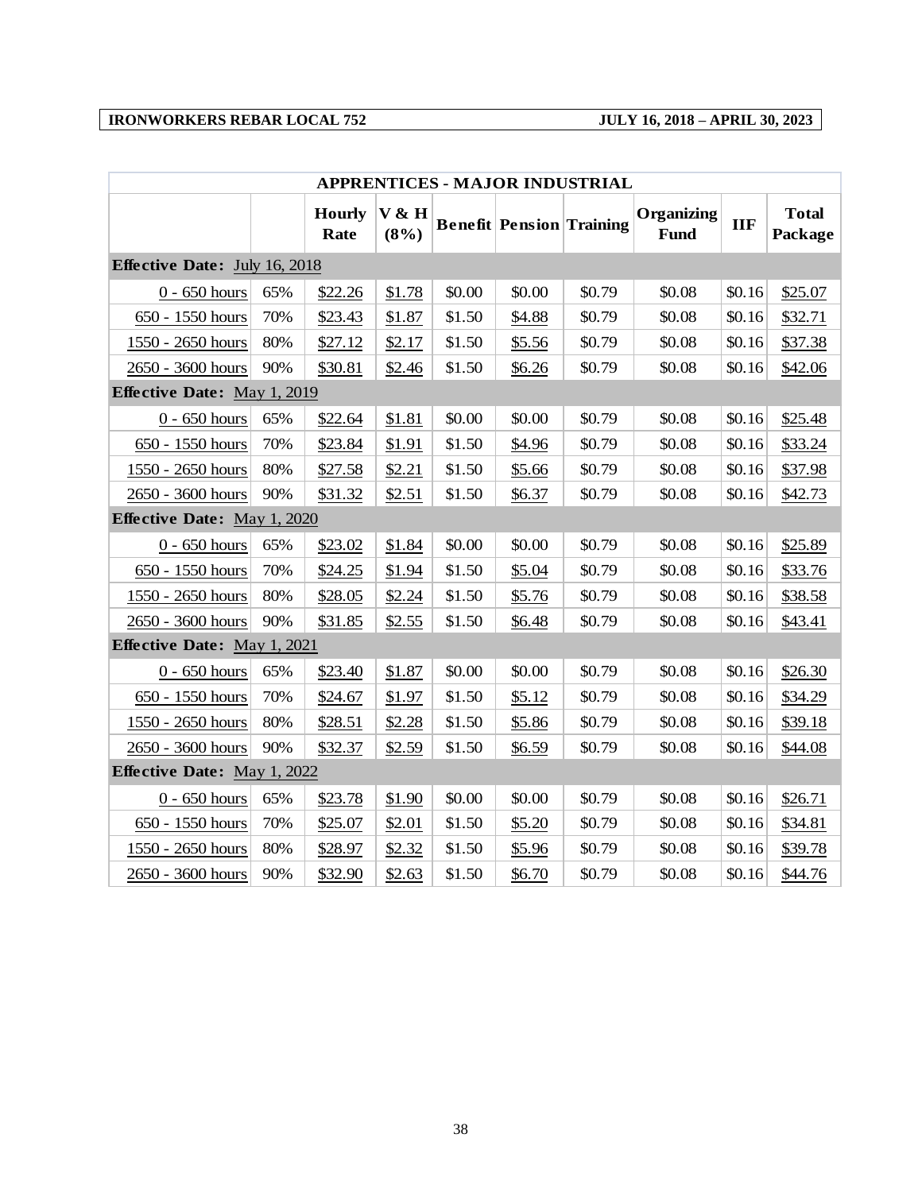| APPRENTICES - MAJOR INDUSTRIAL | | | | | | | | | |
|---|---|---|---|---|---|---|---|---|---|
| | | **Hourly Rate** | **V & H (8%)** | **Benefit** | **Pension** | **Training** | **Organizing Fund** | **IIF** | **Total Package** |
| **Effective Date:** July 16, 2018 | | | | | | | | | |
| 0 - 650 hours | 65% | $22.26 | $1.78 | $0.00 | $0.00 | $0.79 | $0.08 | $0.16 | $25.07 |
| 650 - 1550 hours | 70% | $23.43 | $1.87 | $1.50 | $4.88 | $0.79 | $0.08 | $0.16 | $32.71 |
| 1550 - 2650 hours | 80% | $27.12 | $2.17 | $1.50 | $5.56 | $0.79 | $0.08 | $0.16 | $37.38 |
| 2650 - 3600 hours | 90% | $30.81 | $2.46 | $1.50 | $6.26 | $0.79 | $0.08 | $0.16 | $42.06 |
| **Effective Date:** May 1, 2019 | | | | | | | | | |
| 0 - 650 hours | 65% | $22.64 | $1.81 | $0.00 | $0.00 | $0.79 | $0.08 | $0.16 | $25.48 |
| 650 - 1550 hours | 70% | $23.84 | $1.91 | $1.50 | $4.96 | $0.79 | $0.08 | $0.16 | $33.24 |
| 1550 - 2650 hours | 80% | $27.58 | $2.21 | $1.50 | $5.66 | $0.79 | $0.08 | $0.16 | $37.98 |
| 2650 - 3600 hours | 90% | $31.32 | $2.51 | $1.50 | $6.37 | $0.79 | $0.08 | $0.16 | $42.73 |
| **Effective Date:** May 1, 2020 | | | | | | | | | |
| 0 - 650 hours | 65% | $23.02 | $1.84 | $0.00 | $0.00 | $0.79 | $0.08 | $0.16 | $25.89 |
| 650 - 1550 hours | 70% | $24.25 | $1.94 | $1.50 | $5.04 | $0.79 | $0.08 | $0.16 | $33.76 |
| 1550 - 2650 hours | 80% | $28.05 | $2.24 | $1.50 | $5.76 | $0.79 | $0.08 | $0.16 | $38.58 |
| 2650 - 3600 hours | 90% | $31.85 | $2.55 | $1.50 | $6.48 | $0.79 | $0.08 | $0.16 | $43.41 |
| **Effective Date:** May 1, 2021 | | | | | | | | | |
| 0 - 650 hours | 65% | $23.40 | $1.87 | $0.00 | $0.00 | $0.79 | $0.08 | $0.16 | $26.30 |
| 650 - 1550 hours | 70% | $24.67 | $1.97 | $1.50 | $5.12 | $0.79 | $0.08 | $0.16 | $34.29 |
| 1550 - 2650 hours | 80% | $28.51 | $2.28 | $1.50 | $5.86 | $0.79 | $0.08 | $0.16 | $39.18 |
| 2650 - 3600 hours | 90% | $32.37 | $2.59 | $1.50 | $6.59 | $0.79 | $0.08 | $0.16 | $44.08 |
| **Effective Date:** May 1, 2022 | | | | | | | | | |
| 0 - 650 hours | 65% | $23.78 | $1.90 | $0.00 | $0.00 | $0.79 | $0.08 | $0.16 | $26.71 |
| 650 - 1550 hours | 70% | $25.07 | $2.01 | $1.50 | $5.20 | $0.79 | $0.08 | $0.16 | $34.81 |
| 1550 - 2650 hours | 80% | $28.97 | $2.32 | $1.50 | $5.96 | $0.79 | $0.08 | $0.16 | $39.78 |
| 2650 - 3600 hours | 90% | $32.90 | $2.63 | $1.50 | $6.70 | $0.79 | $0.08 | $0.16 | $44.76 |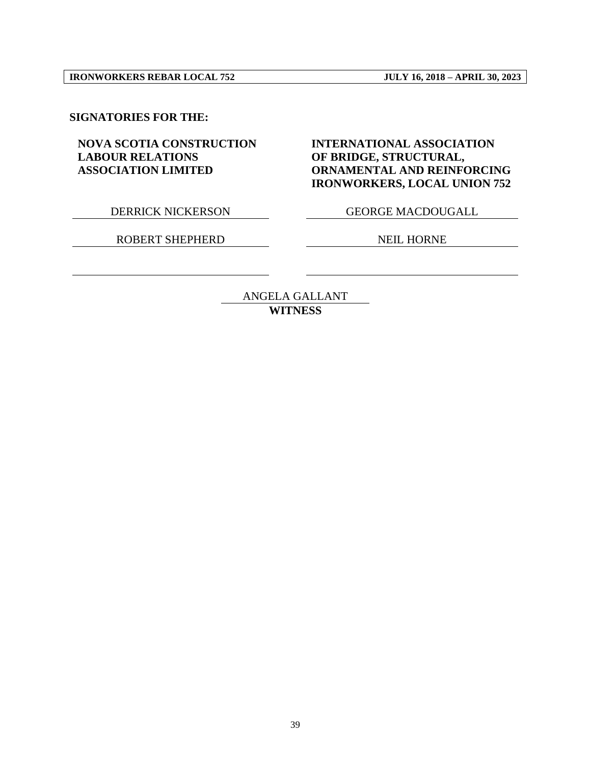**SIGNATORIES FOR THE:**

| **NOVA SCOTIA CONSTRUCTION LABOUR RELATIONS ASSOCIATION LIMITED** | **INTERNATIONAL ASSOCIATION OF BRIDGE, STRUCTURAL, ORNAMENTAL AND REINFORCING IRONWORKERS, LOCAL UNION 752** |
| --- | --- |
| DERRICK NICKERSON | GEORGE MACDOUGALL |
| ROBERT SHEPHERD | NEIL HORNE |
| | |

ANGELA GALLANT
**WITNESS**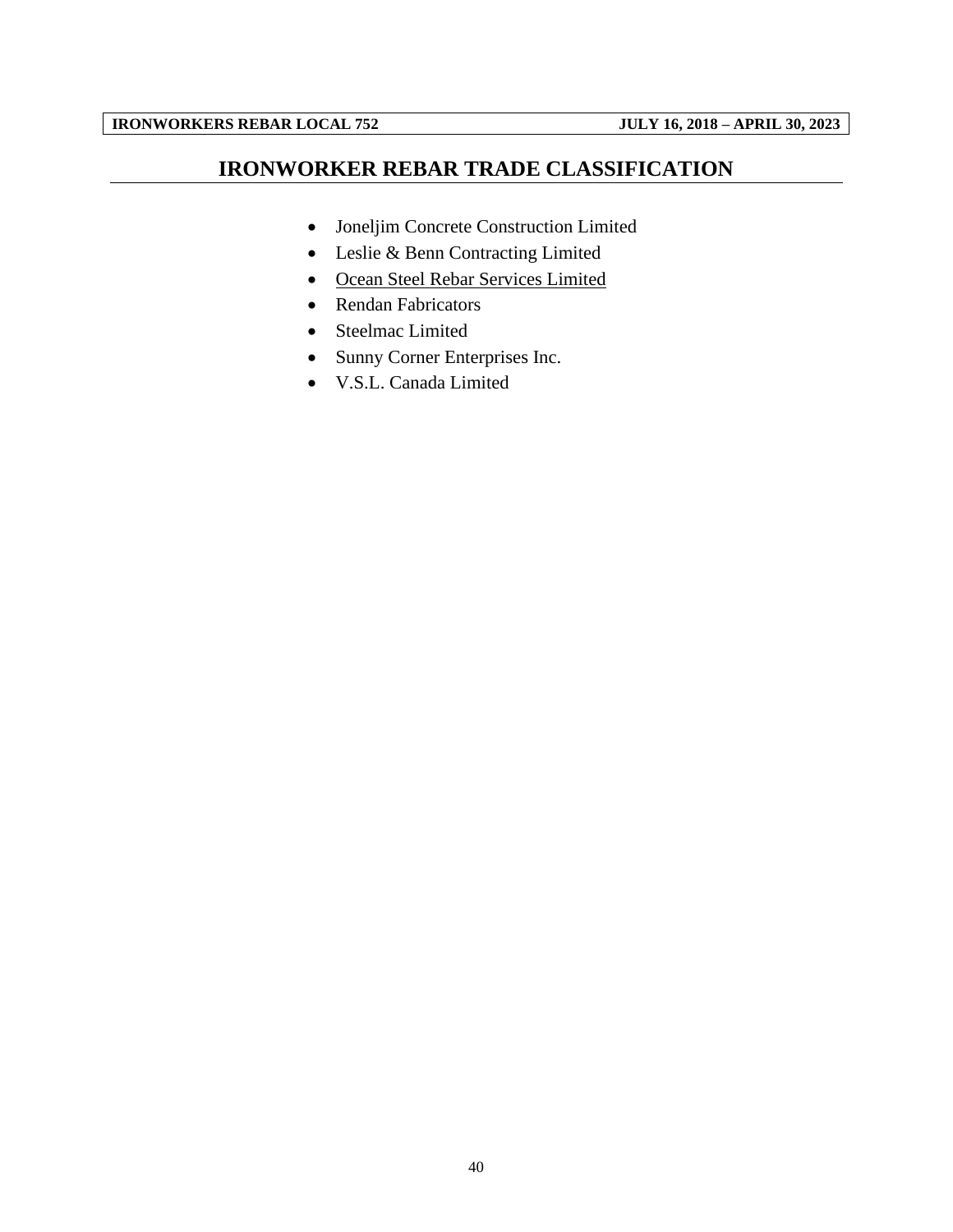# IRONWORKER REBAR TRADE CLASSIFICATION

- Joneljim Concrete Construction Limited
- Leslie & Benn Contracting Limited
- Ocean Steel Rebar Services Limited
- Rendan Fabricators
- Steelmac Limited
- Sunny Corner Enterprises Inc.
- V.S.L. Canada Limited